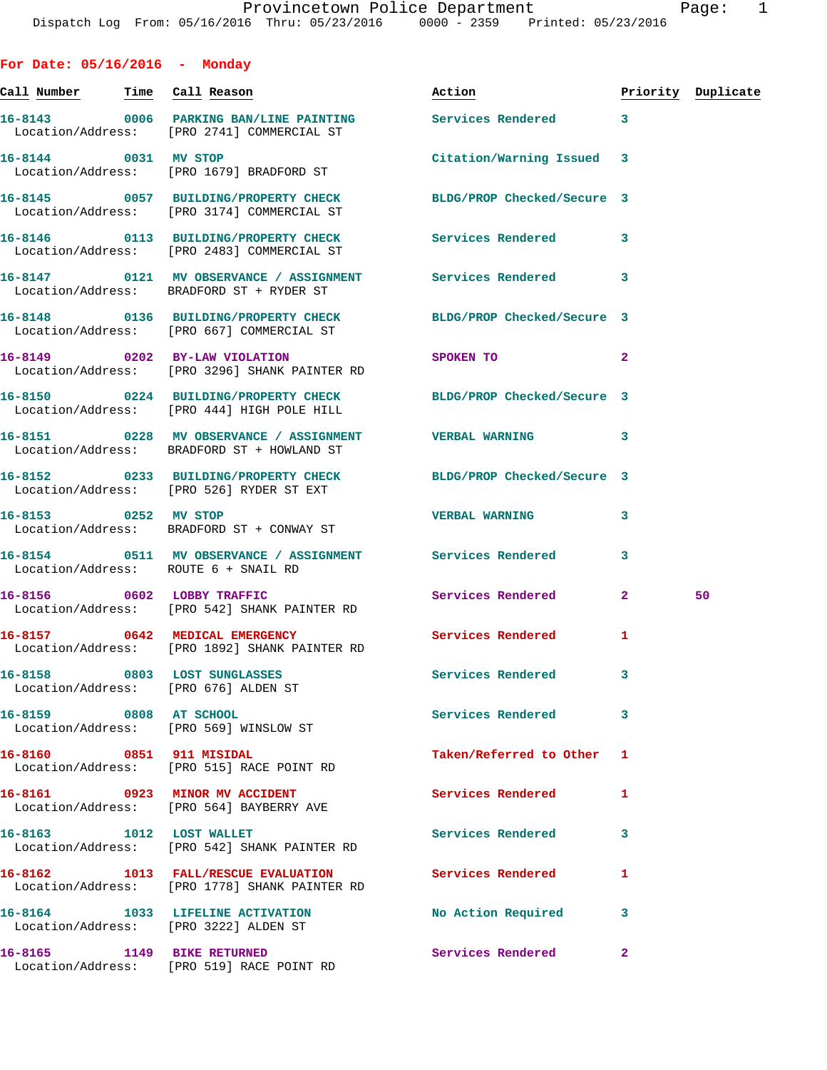Provincetown Police Department
Dispatch Log From: 05/16/2016 Thru: 05/23/2016 0000 - 2359 Printed: 05/23/2016

## For Date: 05/16/2016 - Monday

| Call Number | Time | Call Reason | Action | Priority | Duplicate |
|---|---|---|---|---|---|
| 16-8143 | 0006 | PARKING BAN/LINE PAINTING<br>Location/Address: [PRO 2741] COMMERCIAL ST | Services Rendered | 3 | |
| 16-8144 | 0031 | MV STOP<br>Location/Address: [PRO 1679] BRADFORD ST | Citation/Warning Issued | 3 | |
| 16-8145 | 0057 | BUILDING/PROPERTY CHECK<br>Location/Address: [PRO 3174] COMMERCIAL ST | BLDG/PROP Checked/Secure | 3 | |
| 16-8146 | 0113 | BUILDING/PROPERTY CHECK<br>Location/Address: [PRO 2483] COMMERCIAL ST | Services Rendered | 3 | |
| 16-8147 | 0121 | MV OBSERVANCE / ASSIGNMENT<br>Location/Address: BRADFORD ST + RYDER ST | Services Rendered | 3 | |
| 16-8148 | 0136 | BUILDING/PROPERTY CHECK<br>Location/Address: [PRO 667] COMMERCIAL ST | BLDG/PROP Checked/Secure | 3 | |
| 16-8149 | 0202 | BY-LAW VIOLATION<br>Location/Address: [PRO 3296] SHANK PAINTER RD | SPOKEN TO | 2 | |
| 16-8150 | 0224 | BUILDING/PROPERTY CHECK<br>Location/Address: [PRO 444] HIGH POLE HILL | BLDG/PROP Checked/Secure | 3 | |
| 16-8151 | 0228 | MV OBSERVANCE / ASSIGNMENT<br>Location/Address: BRADFORD ST + HOWLAND ST | VERBAL WARNING | 3 | |
| 16-8152 | 0233 | BUILDING/PROPERTY CHECK<br>Location/Address: [PRO 526] RYDER ST EXT | BLDG/PROP Checked/Secure | 3 | |
| 16-8153 | 0252 | MV STOP<br>Location/Address: BRADFORD ST + CONWAY ST | VERBAL WARNING | 3 | |
| 16-8154 | 0511 | MV OBSERVANCE / ASSIGNMENT<br>Location/Address: ROUTE 6 + SNAIL RD | Services Rendered | 3 | |
| 16-8156 | 0602 | LOBBY TRAFFIC<br>Location/Address: [PRO 542] SHANK PAINTER RD | Services Rendered | 2 | 50 |
| 16-8157 | 0642 | MEDICAL EMERGENCY<br>Location/Address: [PRO 1892] SHANK PAINTER RD | Services Rendered | 1 | |
| 16-8158 | 0803 | LOST SUNGLASSES<br>Location/Address: [PRO 676] ALDEN ST | Services Rendered | 3 | |
| 16-8159 | 0808 | AT SCHOOL<br>Location/Address: [PRO 569] WINSLOW ST | Services Rendered | 3 | |
| 16-8160 | 0851 | 911 MISIDAL<br>Location/Address: [PRO 515] RACE POINT RD | Taken/Referred to Other | 1 | |
| 16-8161 | 0923 | MINOR MV ACCIDENT<br>Location/Address: [PRO 564] BAYBERRY AVE | Services Rendered | 1 | |
| 16-8163 | 1012 | LOST WALLET<br>Location/Address: [PRO 542] SHANK PAINTER RD | Services Rendered | 3 | |
| 16-8162 | 1013 | FALL/RESCUE EVALUATION<br>Location/Address: [PRO 1778] SHANK PAINTER RD | Services Rendered | 1 | |
| 16-8164 | 1033 | LIFELINE ACTIVATION<br>Location/Address: [PRO 3222] ALDEN ST | No Action Required | 3 | |
| 16-8165 | 1149 | BIKE RETURNED<br>Location/Address: [PRO 519] RACE POINT RD | Services Rendered | 2 | |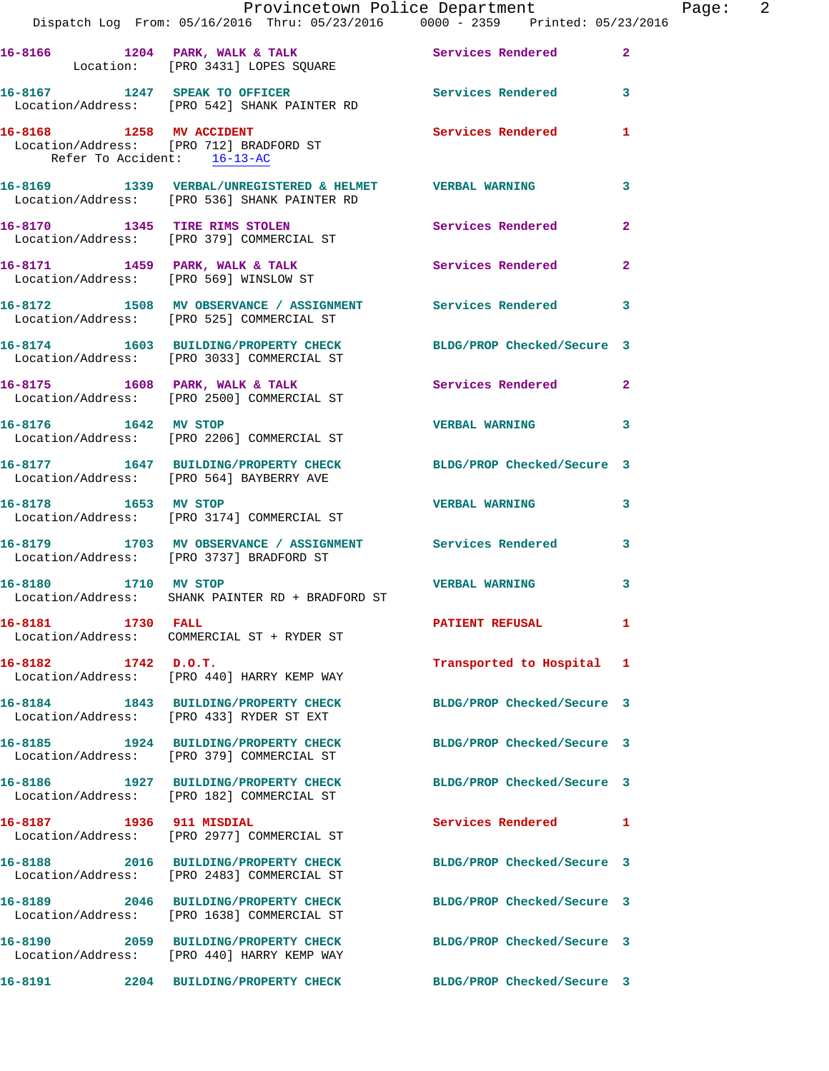**16-8166** 1204 **PARK, WALK & TALK** Services Rendered 2
Location: [PRO 3431] LOPES SQUARE

**16-8167** 1247 **SPEAK TO OFFICER** Services Rendered 3
Location/Address: [PRO 542] SHANK PAINTER RD

**16-8168** 1258 **MV ACCIDENT** Services Rendered 1
Location/Address: [PRO 712] BRADFORD ST
Refer To Accident: 16-13-AC

**16-8169** 1339 **VERBAL/UNREGISTERED & HELMET** VERBAL WARNING 3
Location/Address: [PRO 536] SHANK PAINTER RD

**16-8170** 1345 **TIRE RIMS STOLEN** Services Rendered 2
Location/Address: [PRO 379] COMMERCIAL ST

**16-8171** 1459 **PARK, WALK & TALK** Services Rendered 2
Location/Address: [PRO 569] WINSLOW ST

**16-8172** 1508 **MV OBSERVANCE / ASSIGNMENT** Services Rendered 3
Location/Address: [PRO 525] COMMERCIAL ST

**16-8174** 1603 **BUILDING/PROPERTY CHECK** BLDG/PROP Checked/Secure 3
Location/Address: [PRO 3033] COMMERCIAL ST

**16-8175** 1608 **PARK, WALK & TALK** Services Rendered 2
Location/Address: [PRO 2500] COMMERCIAL ST

**16-8176** 1642 **MV STOP** VERBAL WARNING 3
Location/Address: [PRO 2206] COMMERCIAL ST

**16-8177** 1647 **BUILDING/PROPERTY CHECK** BLDG/PROP Checked/Secure 3
Location/Address: [PRO 564] BAYBERRY AVE

**16-8178** 1653 **MV STOP** VERBAL WARNING 3
Location/Address: [PRO 3174] COMMERCIAL ST

**16-8179** 1703 **MV OBSERVANCE / ASSIGNMENT** Services Rendered 3
Location/Address: [PRO 3737] BRADFORD ST

**16-8180** 1710 **MV STOP** VERBAL WARNING 3
Location/Address: SHANK PAINTER RD + BRADFORD ST

**16-8181** 1730 **FALL** PATIENT REFUSAL 1
Location/Address: COMMERCIAL ST + RYDER ST

**16-8182** 1742 **D.O.T.** Transported to Hospital 1
Location/Address: [PRO 440] HARRY KEMP WAY

**16-8184** 1843 **BUILDING/PROPERTY CHECK** BLDG/PROP Checked/Secure 3
Location/Address: [PRO 433] RYDER ST EXT

**16-8185** 1924 **BUILDING/PROPERTY CHECK** BLDG/PROP Checked/Secure 3
Location/Address: [PRO 379] COMMERCIAL ST

**16-8186** 1927 **BUILDING/PROPERTY CHECK** BLDG/PROP Checked/Secure 3
Location/Address: [PRO 182] COMMERCIAL ST

**16-8187** 1936 **911 MISDIAL** Services Rendered 1
Location/Address: [PRO 2977] COMMERCIAL ST

**16-8188** 2016 **BUILDING/PROPERTY CHECK** BLDG/PROP Checked/Secure 3
Location/Address: [PRO 2483] COMMERCIAL ST

**16-8189** 2046 **BUILDING/PROPERTY CHECK** BLDG/PROP Checked/Secure 3
Location/Address: [PRO 1638] COMMERCIAL ST

**16-8190** 2059 **BUILDING/PROPERTY CHECK** BLDG/PROP Checked/Secure 3
Location/Address: [PRO 440] HARRY KEMP WAY

**16-8191** 2204 **BUILDING/PROPERTY CHECK** BLDG/PROP Checked/Secure 3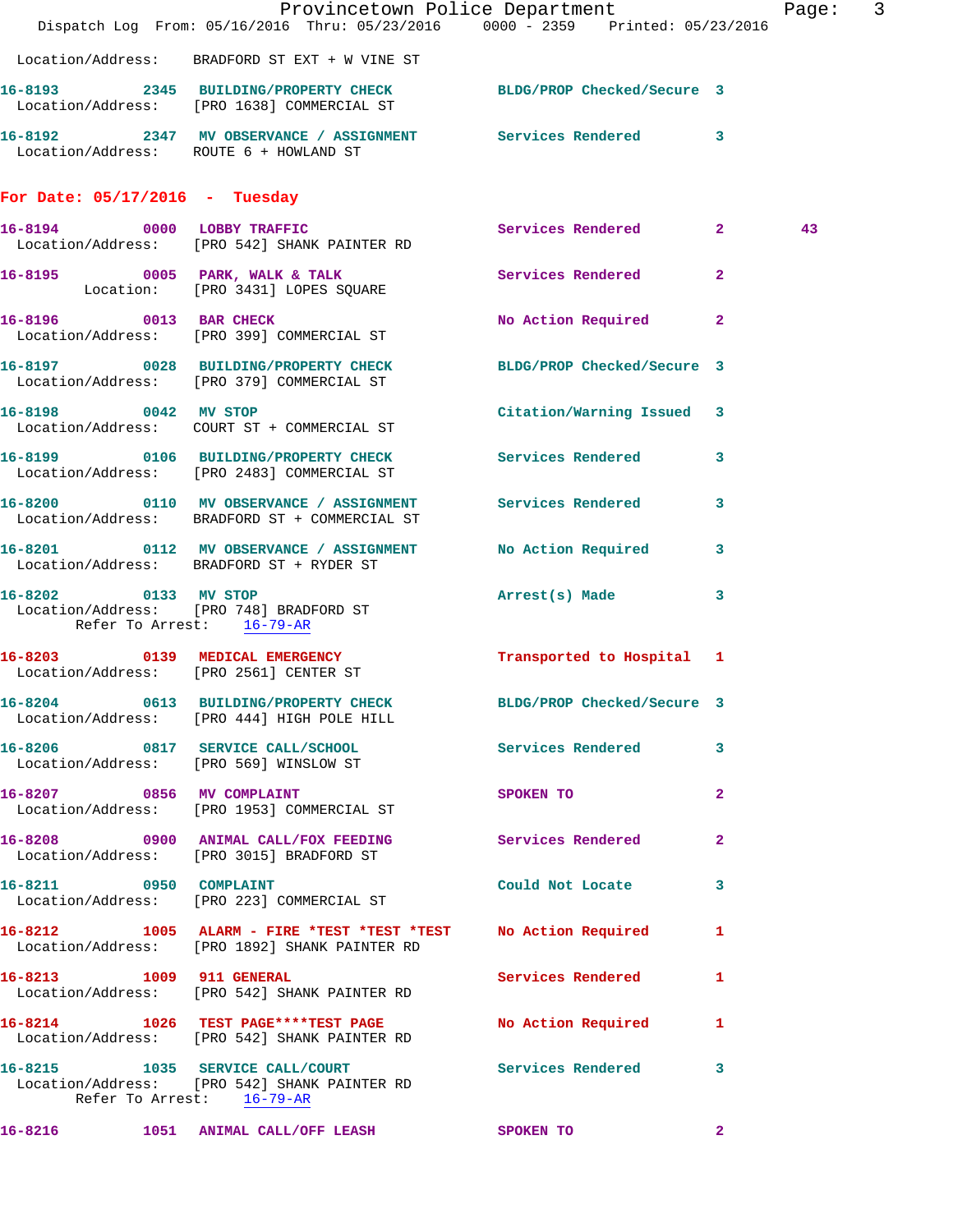Location/Address: BRADFORD ST EXT + W VINE ST

**16-8193** 2345 **BUILDING/PROPERTY CHECK** BLDG/PROP Checked/Secure 3
Location/Address: [PRO 1638] COMMERCIAL ST

**16-8192** 2347 **MV OBSERVANCE / ASSIGNMENT** Services Rendered 3
Location/Address: ROUTE 6 + HOWLAND ST

## For Date: 05/17/2016 - Tuesday

**16-8194** 0000 **LOBBY TRAFFIC** Services Rendered 2 43
Location/Address: [PRO 542] SHANK PAINTER RD

**16-8195** 0005 **PARK, WALK & TALK** Services Rendered 2
Location: [PRO 3431] LOPES SQUARE

**16-8196** 0013 **BAR CHECK** No Action Required 2
Location/Address: [PRO 399] COMMERCIAL ST

**16-8197** 0028 **BUILDING/PROPERTY CHECK** BLDG/PROP Checked/Secure 3
Location/Address: [PRO 379] COMMERCIAL ST

**16-8198** 0042 **MV STOP** Citation/Warning Issued 3
Location/Address: COURT ST + COMMERCIAL ST

**16-8199** 0106 **BUILDING/PROPERTY CHECK** Services Rendered 3
Location/Address: [PRO 2483] COMMERCIAL ST

**16-8200** 0110 **MV OBSERVANCE / ASSIGNMENT** Services Rendered 3
Location/Address: BRADFORD ST + COMMERCIAL ST

**16-8201** 0112 **MV OBSERVANCE / ASSIGNMENT** No Action Required 3
Location/Address: BRADFORD ST + RYDER ST

**16-8202** 0133 **MV STOP** Arrest(s) Made 3
Location/Address: [PRO 748] BRADFORD ST
Refer To Arrest: 16-79-AR

**16-8203** 0139 **MEDICAL EMERGENCY** Transported to Hospital 1
Location/Address: [PRO 2561] CENTER ST

**16-8204** 0613 **BUILDING/PROPERTY CHECK** BLDG/PROP Checked/Secure 3
Location/Address: [PRO 444] HIGH POLE HILL

**16-8206** 0817 **SERVICE CALL/SCHOOL** Services Rendered 3
Location/Address: [PRO 569] WINSLOW ST

**16-8207** 0856 **MV COMPLAINT** SPOKEN TO 2
Location/Address: [PRO 1953] COMMERCIAL ST

**16-8208** 0900 **ANIMAL CALL/FOX FEEDING** Services Rendered 2
Location/Address: [PRO 3015] BRADFORD ST

**16-8211** 0950 **COMPLAINT** Could Not Locate 3
Location/Address: [PRO 223] COMMERCIAL ST

**16-8212** 1005 **ALARM - FIRE *TEST *TEST *TEST** No Action Required 1
Location/Address: [PRO 1892] SHANK PAINTER RD

**16-8213** 1009 **911 GENERAL** Services Rendered 1
Location/Address: [PRO 542] SHANK PAINTER RD

**16-8214** 1026 **TEST PAGE****TEST PAGE** No Action Required 1
Location/Address: [PRO 542] SHANK PAINTER RD

**16-8215** 1035 **SERVICE CALL/COURT** Services Rendered 3
Location/Address: [PRO 542] SHANK PAINTER RD
Refer To Arrest: 16-79-AR

**16-8216** 1051 **ANIMAL CALL/OFF LEASH** SPOKEN TO 2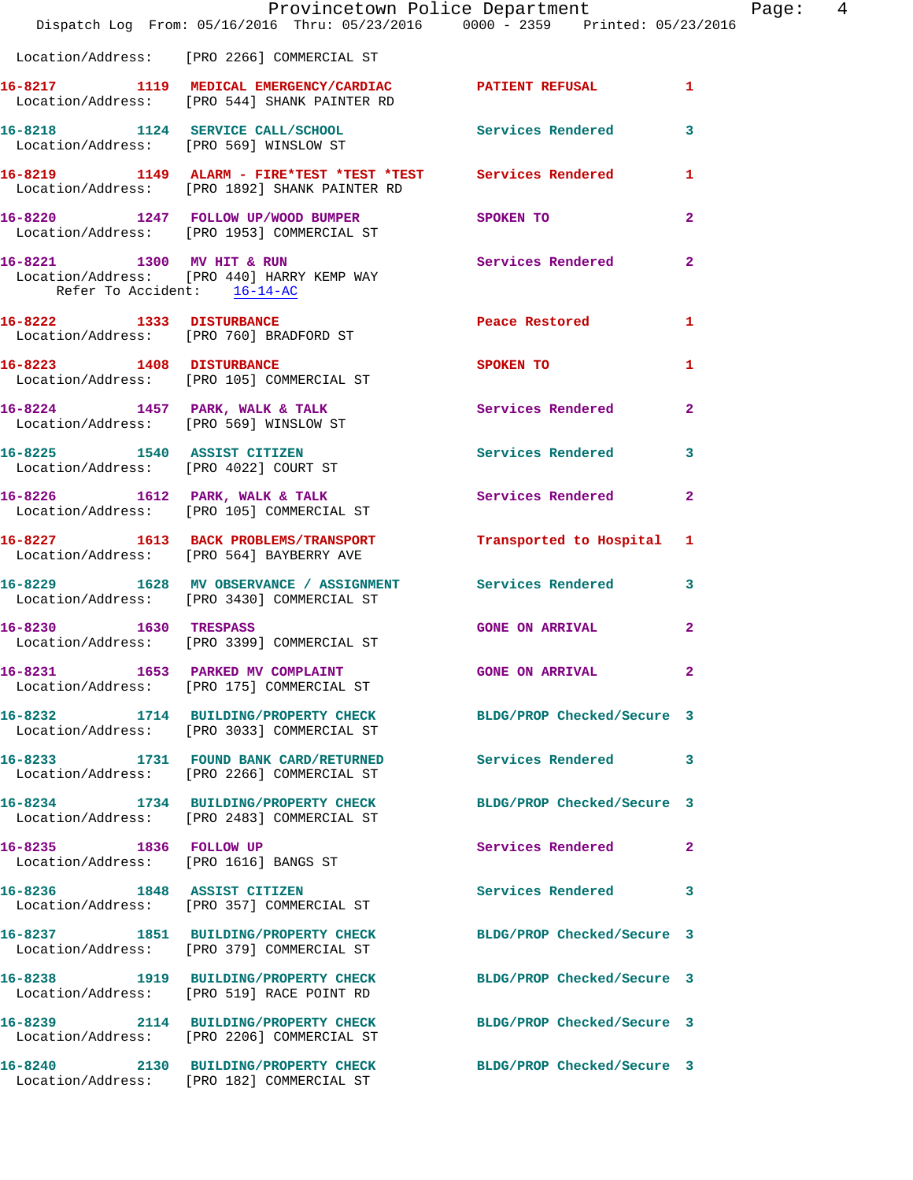Location/Address: [PRO 2266] COMMERCIAL ST

**16-8217** 1119 **MEDICAL EMERGENCY/CARDIAC** **PATIENT REFUSAL** 1
Location/Address: [PRO 544] SHANK PAINTER RD

**16-8218** 1124 **SERVICE CALL/SCHOOL** **Services Rendered** 3
Location/Address: [PRO 569] WINSLOW ST

**16-8219** 1149 **ALARM - FIRE*TEST *TEST *TEST** **Services Rendered** 1
Location/Address: [PRO 1892] SHANK PAINTER RD

**16-8220** 1247 **FOLLOW UP/WOOD BUMPER** **SPOKEN TO** 2
Location/Address: [PRO 1953] COMMERCIAL ST

**16-8221** 1300 **MV HIT & RUN** **Services Rendered** 2
Location/Address: [PRO 440] HARRY KEMP WAY
Refer To Accident: 16-14-AC

**16-8222** 1333 **DISTURBANCE** **Peace Restored** 1
Location/Address: [PRO 760] BRADFORD ST

**16-8223** 1408 **DISTURBANCE** **SPOKEN TO** 1
Location/Address: [PRO 105] COMMERCIAL ST

**16-8224** 1457 **PARK, WALK & TALK** **Services Rendered** 2
Location/Address: [PRO 569] WINSLOW ST

**16-8225** 1540 **ASSIST CITIZEN** **Services Rendered** 3
Location/Address: [PRO 4022] COURT ST

**16-8226** 1612 **PARK, WALK & TALK** **Services Rendered** 2
Location/Address: [PRO 105] COMMERCIAL ST

**16-8227** 1613 **BACK PROBLEMS/TRANSPORT** **Transported to Hospital** 1
Location/Address: [PRO 564] BAYBERRY AVE

**16-8229** 1628 **MV OBSERVANCE / ASSIGNMENT** **Services Rendered** 3
Location/Address: [PRO 3430] COMMERCIAL ST

**16-8230** 1630 **TRESPASS** **GONE ON ARRIVAL** 2
Location/Address: [PRO 3399] COMMERCIAL ST

**16-8231** 1653 **PARKED MV COMPLAINT** **GONE ON ARRIVAL** 2
Location/Address: [PRO 175] COMMERCIAL ST

**16-8232** 1714 **BUILDING/PROPERTY CHECK** **BLDG/PROP Checked/Secure** 3
Location/Address: [PRO 3033] COMMERCIAL ST

**16-8233** 1731 **FOUND BANK CARD/RETURNED** **Services Rendered** 3
Location/Address: [PRO 2266] COMMERCIAL ST

**16-8234** 1734 **BUILDING/PROPERTY CHECK** **BLDG/PROP Checked/Secure** 3
Location/Address: [PRO 2483] COMMERCIAL ST

**16-8235** 1836 **FOLLOW UP** **Services Rendered** 2
Location/Address: [PRO 1616] BANGS ST

**16-8236** 1848 **ASSIST CITIZEN** **Services Rendered** 3
Location/Address: [PRO 357] COMMERCIAL ST

**16-8237** 1851 **BUILDING/PROPERTY CHECK** **BLDG/PROP Checked/Secure** 3
Location/Address: [PRO 379] COMMERCIAL ST

**16-8238** 1919 **BUILDING/PROPERTY CHECK** **BLDG/PROP Checked/Secure** 3
Location/Address: [PRO 519] RACE POINT RD

**16-8239** 2114 **BUILDING/PROPERTY CHECK** **BLDG/PROP Checked/Secure** 3
Location/Address: [PRO 2206] COMMERCIAL ST

**16-8240** 2130 **BUILDING/PROPERTY CHECK** **BLDG/PROP Checked/Secure** 3
Location/Address: [PRO 182] COMMERCIAL ST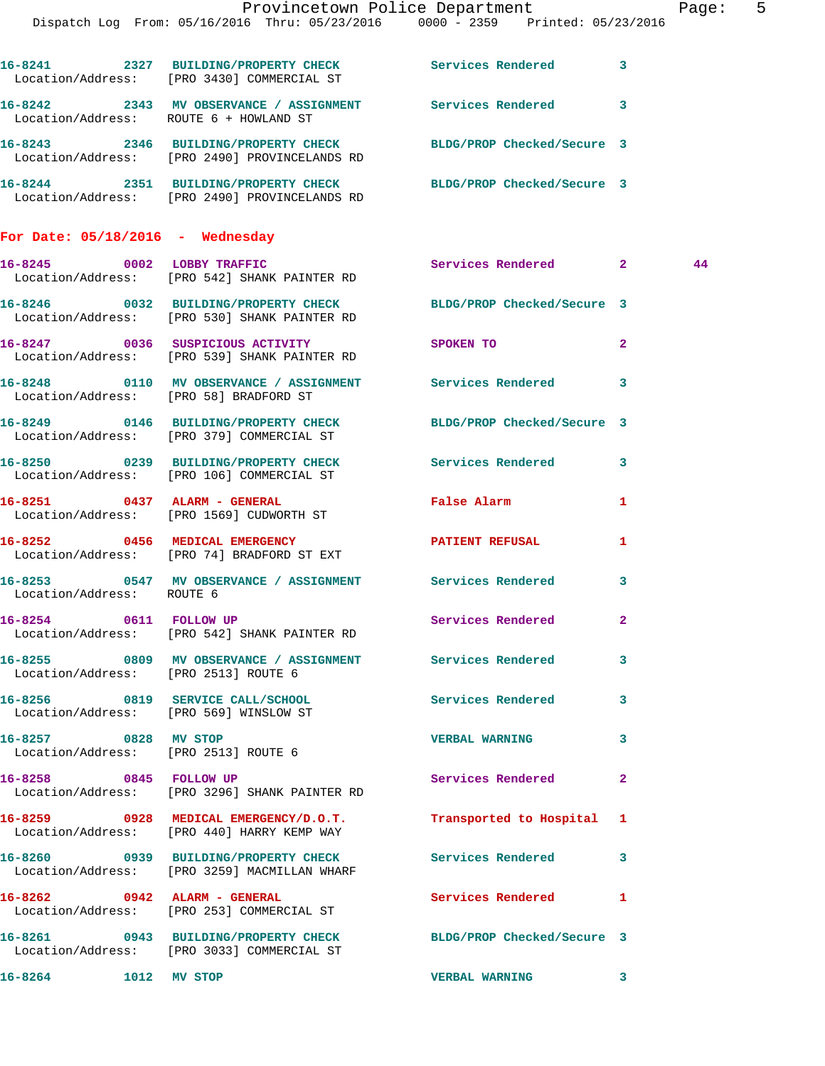| Call # | Time | Call Reason | Action | Priority | |
|---|---|---|---|---|---|
| 16-8241 | 2327 | BUILDING/PROPERTY CHECK | Services Rendered | 3 | |
| Location/Address: | | [PRO 3430] COMMERCIAL ST | | | |
| 16-8242 | 2343 | MV OBSERVANCE / ASSIGNMENT | Services Rendered | 3 | |
| Location/Address: | | ROUTE 6 + HOWLAND ST | | | |
| 16-8243 | 2346 | BUILDING/PROPERTY CHECK | BLDG/PROP Checked/Secure | 3 | |
| Location/Address: | | [PRO 2490] PROVINCELANDS RD | | | |
| 16-8244 | 2351 | BUILDING/PROPERTY CHECK | BLDG/PROP Checked/Secure | 3 | |
| Location/Address: | | [PRO 2490] PROVINCELANDS RD | | | |

## For Date: 05/18/2016 - Wednesday

| Call # | Time | Call Reason | Action | Priority | |
|---|---|---|---|---|---|
| 16-8245 | 0002 | LOBBY TRAFFIC | Services Rendered | 2 | 44 |
| Location/Address: | | [PRO 542] SHANK PAINTER RD | | | |
| 16-8246 | 0032 | BUILDING/PROPERTY CHECK | BLDG/PROP Checked/Secure | 3 | |
| Location/Address: | | [PRO 530] SHANK PAINTER RD | | | |
| 16-8247 | 0036 | SUSPICIOUS ACTIVITY | SPOKEN TO | 2 | |
| Location/Address: | | [PRO 539] SHANK PAINTER RD | | | |
| 16-8248 | 0110 | MV OBSERVANCE / ASSIGNMENT | Services Rendered | 3 | |
| Location/Address: | | [PRO 58] BRADFORD ST | | | |
| 16-8249 | 0146 | BUILDING/PROPERTY CHECK | BLDG/PROP Checked/Secure | 3 | |
| Location/Address: | | [PRO 379] COMMERCIAL ST | | | |
| 16-8250 | 0239 | BUILDING/PROPERTY CHECK | Services Rendered | 3 | |
| Location/Address: | | [PRO 106] COMMERCIAL ST | | | |
| 16-8251 | 0437 | ALARM - GENERAL | False Alarm | 1 | |
| Location/Address: | | [PRO 1569] CUDWORTH ST | | | |
| 16-8252 | 0456 | MEDICAL EMERGENCY | PATIENT REFUSAL | 1 | |
| Location/Address: | | [PRO 74] BRADFORD ST EXT | | | |
| 16-8253 | 0547 | MV OBSERVANCE / ASSIGNMENT | Services Rendered | 3 | |
| Location/Address: | | ROUTE 6 | | | |
| 16-8254 | 0611 | FOLLOW UP | Services Rendered | 2 | |
| Location/Address: | | [PRO 542] SHANK PAINTER RD | | | |
| 16-8255 | 0809 | MV OBSERVANCE / ASSIGNMENT | Services Rendered | 3 | |
| Location/Address: | | [PRO 2513] ROUTE 6 | | | |
| 16-8256 | 0819 | SERVICE CALL/SCHOOL | Services Rendered | 3 | |
| Location/Address: | | [PRO 569] WINSLOW ST | | | |
| 16-8257 | 0828 | MV STOP | VERBAL WARNING | 3 | |
| Location/Address: | | [PRO 2513] ROUTE 6 | | | |
| 16-8258 | 0845 | FOLLOW UP | Services Rendered | 2 | |
| Location/Address: | | [PRO 3296] SHANK PAINTER RD | | | |
| 16-8259 | 0928 | MEDICAL EMERGENCY/D.O.T. | Transported to Hospital | 1 | |
| Location/Address: | | [PRO 440] HARRY KEMP WAY | | | |
| 16-8260 | 0939 | BUILDING/PROPERTY CHECK | Services Rendered | 3 | |
| Location/Address: | | [PRO 3259] MACMILLAN WHARF | | | |
| 16-8262 | 0942 | ALARM - GENERAL | Services Rendered | 1 | |
| Location/Address: | | [PRO 253] COMMERCIAL ST | | | |
| 16-8261 | 0943 | BUILDING/PROPERTY CHECK | BLDG/PROP Checked/Secure | 3 | |
| Location/Address: | | [PRO 3033] COMMERCIAL ST | | | |
| 16-8264 | 1012 | MV STOP | VERBAL WARNING | 3 | |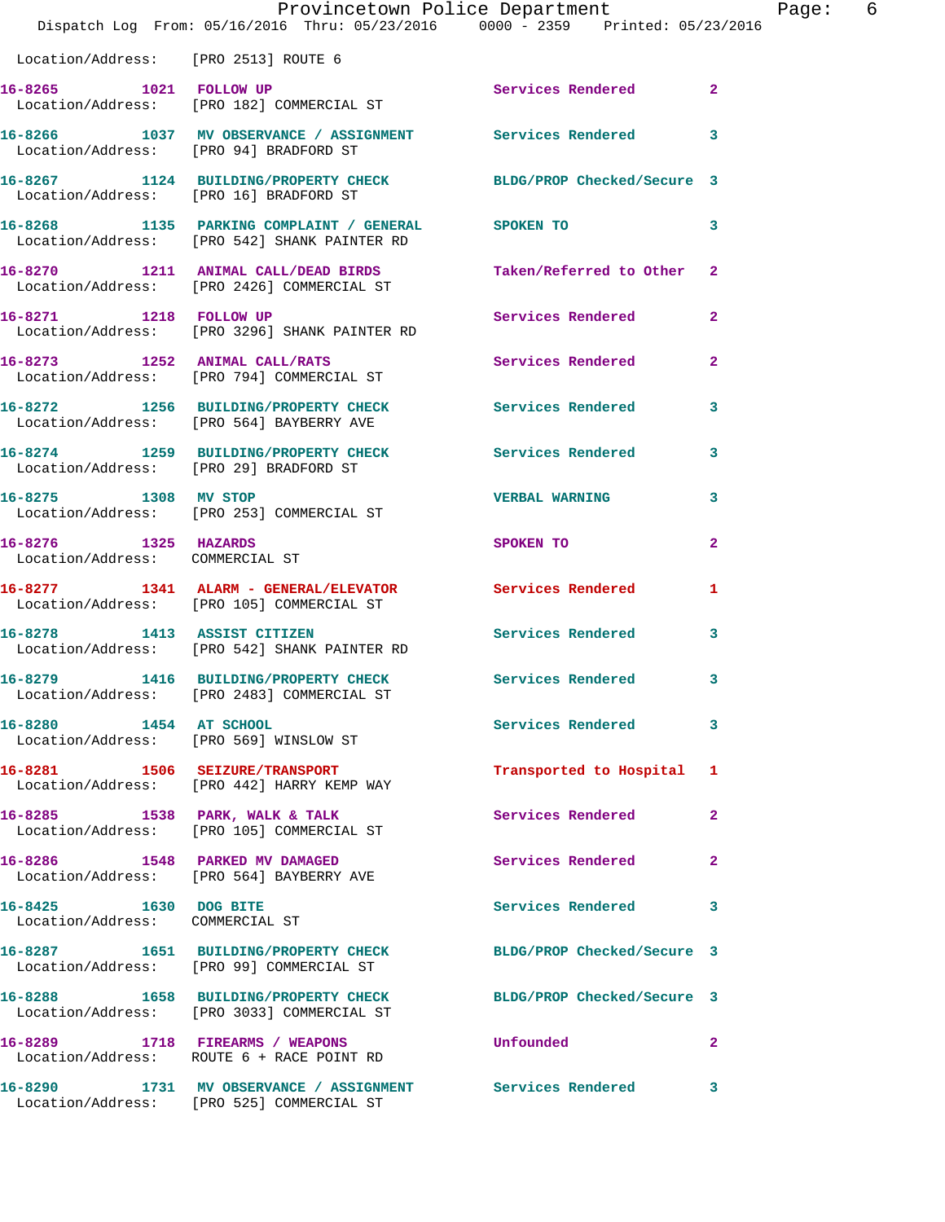Location/Address: [PRO 2513] ROUTE 6

| Call # | Time | Call Reason | Action | Priority |
|---|---|---|---|---|
| 16-8265 | 1021 | FOLLOW UP | Services Rendered | 2 |
| | | Location/Address: [PRO 182] COMMERCIAL ST | | |
| 16-8266 | 1037 | MV OBSERVANCE / ASSIGNMENT | Services Rendered | 3 |
| | | Location/Address: [PRO 94] BRADFORD ST | | |
| 16-8267 | 1124 | BUILDING/PROPERTY CHECK | BLDG/PROP Checked/Secure | 3 |
| | | Location/Address: [PRO 16] BRADFORD ST | | |
| 16-8268 | 1135 | PARKING COMPLAINT / GENERAL | SPOKEN TO | 3 |
| | | Location/Address: [PRO 542] SHANK PAINTER RD | | |
| 16-8270 | 1211 | ANIMAL CALL/DEAD BIRDS | Taken/Referred to Other | 2 |
| | | Location/Address: [PRO 2426] COMMERCIAL ST | | |
| 16-8271 | 1218 | FOLLOW UP | Services Rendered | 2 |
| | | Location/Address: [PRO 3296] SHANK PAINTER RD | | |
| 16-8273 | 1252 | ANIMAL CALL/RATS | Services Rendered | 2 |
| | | Location/Address: [PRO 794] COMMERCIAL ST | | |
| 16-8272 | 1256 | BUILDING/PROPERTY CHECK | Services Rendered | 3 |
| | | Location/Address: [PRO 564] BAYBERRY AVE | | |
| 16-8274 | 1259 | BUILDING/PROPERTY CHECK | Services Rendered | 3 |
| | | Location/Address: [PRO 29] BRADFORD ST | | |
| 16-8275 | 1308 | MV STOP | VERBAL WARNING | 3 |
| | | Location/Address: [PRO 253] COMMERCIAL ST | | |
| 16-8276 | 1325 | HAZARDS | SPOKEN TO | 2 |
| | | Location/Address: COMMERCIAL ST | | |
| 16-8277 | 1341 | ALARM - GENERAL/ELEVATOR | Services Rendered | 1 |
| | | Location/Address: [PRO 105] COMMERCIAL ST | | |
| 16-8278 | 1413 | ASSIST CITIZEN | Services Rendered | 3 |
| | | Location/Address: [PRO 542] SHANK PAINTER RD | | |
| 16-8279 | 1416 | BUILDING/PROPERTY CHECK | Services Rendered | 3 |
| | | Location/Address: [PRO 2483] COMMERCIAL ST | | |
| 16-8280 | 1454 | AT SCHOOL | Services Rendered | 3 |
| | | Location/Address: [PRO 569] WINSLOW ST | | |
| 16-8281 | 1506 | SEIZURE/TRANSPORT | Transported to Hospital | 1 |
| | | Location/Address: [PRO 442] HARRY KEMP WAY | | |
| 16-8285 | 1538 | PARK, WALK & TALK | Services Rendered | 2 |
| | | Location/Address: [PRO 105] COMMERCIAL ST | | |
| 16-8286 | 1548 | PARKED MV DAMAGED | Services Rendered | 2 |
| | | Location/Address: [PRO 564] BAYBERRY AVE | | |
| 16-8425 | 1630 | DOG BITE | Services Rendered | 3 |
| | | Location/Address: COMMERCIAL ST | | |
| 16-8287 | 1651 | BUILDING/PROPERTY CHECK | BLDG/PROP Checked/Secure | 3 |
| | | Location/Address: [PRO 99] COMMERCIAL ST | | |
| 16-8288 | 1658 | BUILDING/PROPERTY CHECK | BLDG/PROP Checked/Secure | 3 |
| | | Location/Address: [PRO 3033] COMMERCIAL ST | | |
| 16-8289 | 1718 | FIREARMS / WEAPONS | Unfounded | 2 |
| | | Location/Address: ROUTE 6 + RACE POINT RD | | |
| 16-8290 | 1731 | MV OBSERVANCE / ASSIGNMENT | Services Rendered | 3 |
| | | Location/Address: [PRO 525] COMMERCIAL ST | | |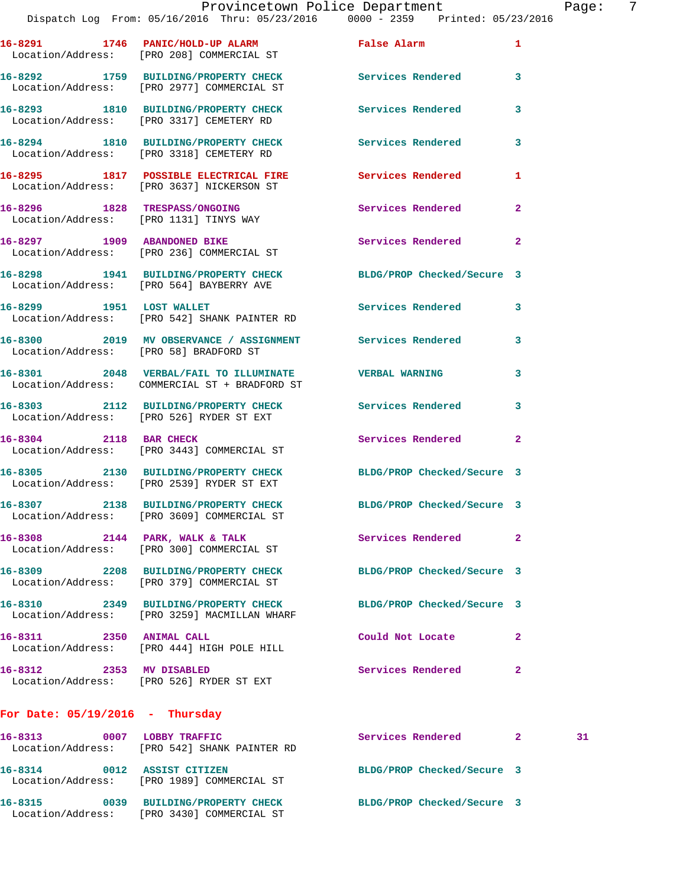16-8291 1746 PANIC/HOLD-UP ALARM False Alarm 1
Location/Address: [PRO 208] COMMERCIAL ST

16-8292 1759 BUILDING/PROPERTY CHECK Services Rendered 3
Location/Address: [PRO 2977] COMMERCIAL ST

16-8293 1810 BUILDING/PROPERTY CHECK Services Rendered 3
Location/Address: [PRO 3317] CEMETERY RD

16-8294 1810 BUILDING/PROPERTY CHECK Services Rendered 3
Location/Address: [PRO 3318] CEMETERY RD

16-8295 1817 POSSIBLE ELECTRICAL FIRE Services Rendered 1
Location/Address: [PRO 3637] NICKERSON ST

16-8296 1828 TRESPASS/ONGOING Services Rendered 2
Location/Address: [PRO 1131] TINYS WAY

16-8297 1909 ABANDONED BIKE Services Rendered 2
Location/Address: [PRO 236] COMMERCIAL ST

16-8298 1941 BUILDING/PROPERTY CHECK BLDG/PROP Checked/Secure 3
Location/Address: [PRO 564] BAYBERRY AVE

16-8299 1951 LOST WALLET Services Rendered 3
Location/Address: [PRO 542] SHANK PAINTER RD

16-8300 2019 MV OBSERVANCE / ASSIGNMENT Services Rendered 3
Location/Address: [PRO 58] BRADFORD ST

16-8301 2048 VERBAL/FAIL TO ILLUMINATE VERBAL WARNING 3
Location/Address: COMMERCIAL ST + BRADFORD ST

16-8303 2112 BUILDING/PROPERTY CHECK Services Rendered 3
Location/Address: [PRO 526] RYDER ST EXT

16-8304 2118 BAR CHECK Services Rendered 2
Location/Address: [PRO 3443] COMMERCIAL ST

16-8305 2130 BUILDING/PROPERTY CHECK BLDG/PROP Checked/Secure 3
Location/Address: [PRO 2539] RYDER ST EXT

16-8307 2138 BUILDING/PROPERTY CHECK BLDG/PROP Checked/Secure 3
Location/Address: [PRO 3609] COMMERCIAL ST

16-8308 2144 PARK, WALK & TALK Services Rendered 2
Location/Address: [PRO 300] COMMERCIAL ST

16-8309 2208 BUILDING/PROPERTY CHECK BLDG/PROP Checked/Secure 3
Location/Address: [PRO 379] COMMERCIAL ST

16-8310 2349 BUILDING/PROPERTY CHECK BLDG/PROP Checked/Secure 3
Location/Address: [PRO 3259] MACMILLAN WHARF

16-8311 2350 ANIMAL CALL Could Not Locate 2
Location/Address: [PRO 444] HIGH POLE HILL

16-8312 2353 MV DISABLED Services Rendered 2
Location/Address: [PRO 526] RYDER ST EXT

## For Date: 05/19/2016 - Thursday

16-8313 0007 LOBBY TRAFFIC Services Rendered 2 31
Location/Address: [PRO 542] SHANK PAINTER RD

16-8314 0012 ASSIST CITIZEN BLDG/PROP Checked/Secure 3
Location/Address: [PRO 1989] COMMERCIAL ST

16-8315 0039 BUILDING/PROPERTY CHECK BLDG/PROP Checked/Secure 3
Location/Address: [PRO 3430] COMMERCIAL ST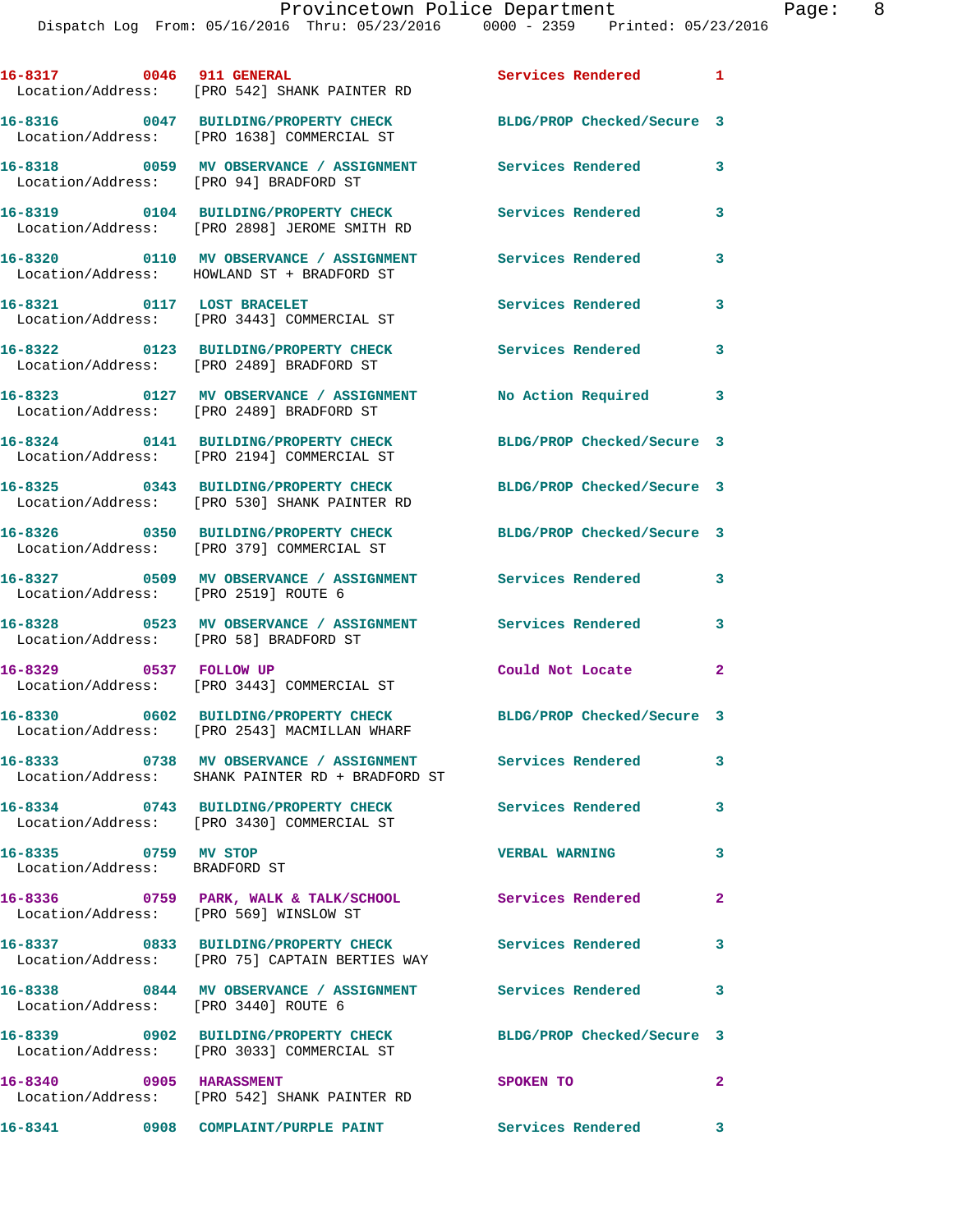16-8317 0046 911 GENERAL Services Rendered 1
Location/Address: [PRO 542] SHANK PAINTER RD

16-8316 0047 BUILDING/PROPERTY CHECK BLDG/PROP Checked/Secure 3
Location/Address: [PRO 1638] COMMERCIAL ST

16-8318 0059 MV OBSERVANCE / ASSIGNMENT Services Rendered 3
Location/Address: [PRO 94] BRADFORD ST

16-8319 0104 BUILDING/PROPERTY CHECK Services Rendered 3
Location/Address: [PRO 2898] JEROME SMITH RD

16-8320 0110 MV OBSERVANCE / ASSIGNMENT Services Rendered 3
Location/Address: HOWLAND ST + BRADFORD ST

16-8321 0117 LOST BRACELET Services Rendered 3
Location/Address: [PRO 3443] COMMERCIAL ST

16-8322 0123 BUILDING/PROPERTY CHECK Services Rendered 3
Location/Address: [PRO 2489] BRADFORD ST

16-8323 0127 MV OBSERVANCE / ASSIGNMENT No Action Required 3
Location/Address: [PRO 2489] BRADFORD ST

16-8324 0141 BUILDING/PROPERTY CHECK BLDG/PROP Checked/Secure 3
Location/Address: [PRO 2194] COMMERCIAL ST

16-8325 0343 BUILDING/PROPERTY CHECK BLDG/PROP Checked/Secure 3
Location/Address: [PRO 530] SHANK PAINTER RD

16-8326 0350 BUILDING/PROPERTY CHECK BLDG/PROP Checked/Secure 3
Location/Address: [PRO 379] COMMERCIAL ST

16-8327 0509 MV OBSERVANCE / ASSIGNMENT Services Rendered 3
Location/Address: [PRO 2519] ROUTE 6

16-8328 0523 MV OBSERVANCE / ASSIGNMENT Services Rendered 3
Location/Address: [PRO 58] BRADFORD ST

16-8329 0537 FOLLOW UP Could Not Locate 2
Location/Address: [PRO 3443] COMMERCIAL ST

16-8330 0602 BUILDING/PROPERTY CHECK BLDG/PROP Checked/Secure 3
Location/Address: [PRO 2543] MACMILLAN WHARF

16-8333 0738 MV OBSERVANCE / ASSIGNMENT Services Rendered 3
Location/Address: SHANK PAINTER RD + BRADFORD ST

16-8334 0743 BUILDING/PROPERTY CHECK Services Rendered 3
Location/Address: [PRO 3430] COMMERCIAL ST

16-8335 0759 MV STOP VERBAL WARNING 3
Location/Address: BRADFORD ST

16-8336 0759 PARK, WALK & TALK/SCHOOL Services Rendered 2
Location/Address: [PRO 569] WINSLOW ST

16-8337 0833 BUILDING/PROPERTY CHECK Services Rendered 3
Location/Address: [PRO 75] CAPTAIN BERTIES WAY

16-8338 0844 MV OBSERVANCE / ASSIGNMENT Services Rendered 3
Location/Address: [PRO 3440] ROUTE 6

16-8339 0902 BUILDING/PROPERTY CHECK BLDG/PROP Checked/Secure 3
Location/Address: [PRO 3033] COMMERCIAL ST

16-8340 0905 HARASSMENT SPOKEN TO 2
Location/Address: [PRO 542] SHANK PAINTER RD

16-8341 0908 COMPLAINT/PURPLE PAINT Services Rendered 3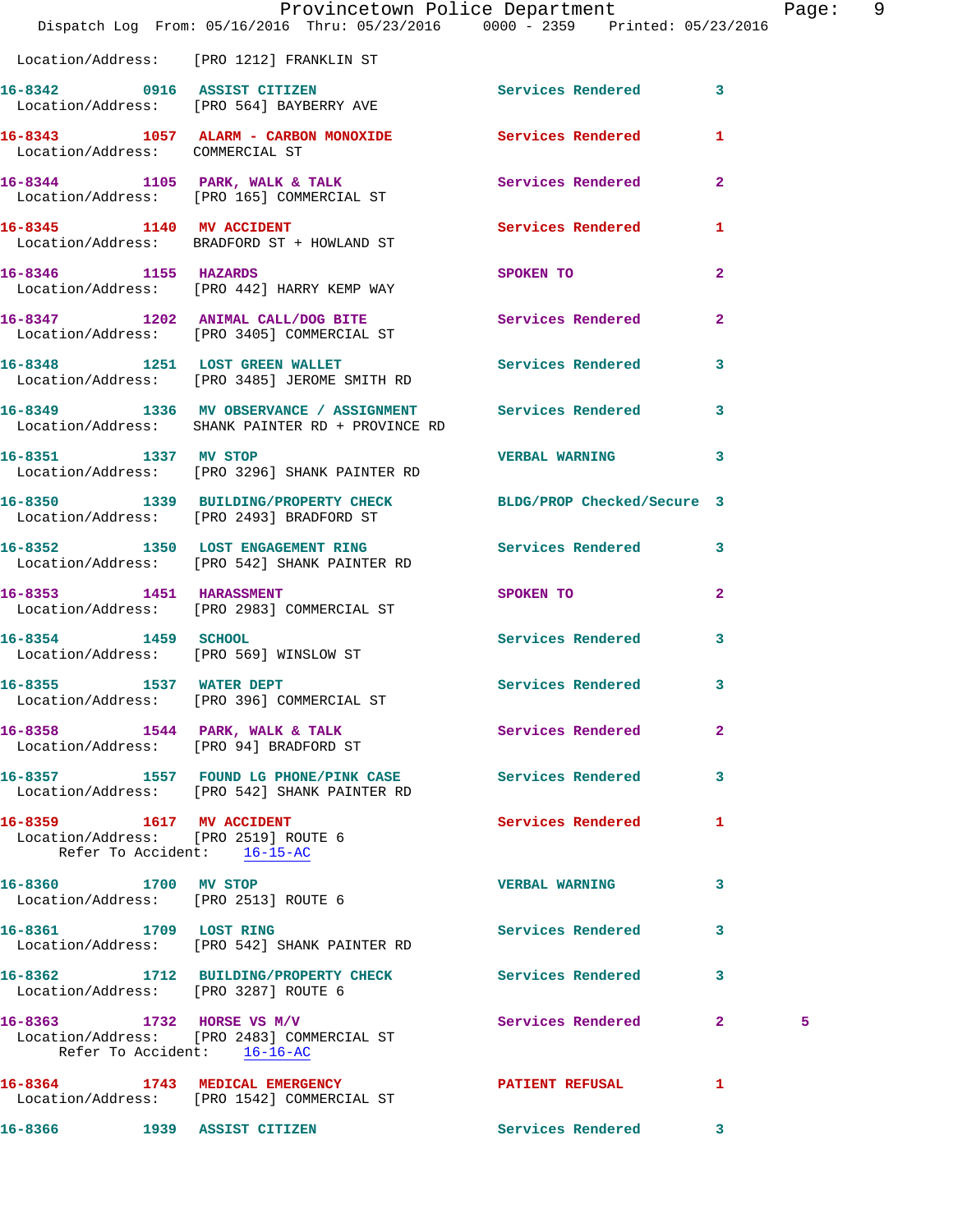Location/Address: [PRO 1212] FRANKLIN ST

16-8342 0916 ASSIST CITIZEN Services Rendered 3
Location/Address: [PRO 564] BAYBERRY AVE

16-8343 1057 ALARM - CARBON MONOXIDE Services Rendered 1
Location/Address: COMMERCIAL ST

16-8344 1105 PARK, WALK & TALK Services Rendered 2
Location/Address: [PRO 165] COMMERCIAL ST

16-8345 1140 MV ACCIDENT Services Rendered 1
Location/Address: BRADFORD ST + HOWLAND ST

16-8346 1155 HAZARDS SPOKEN TO 2
Location/Address: [PRO 442] HARRY KEMP WAY

16-8347 1202 ANIMAL CALL/DOG BITE Services Rendered 2
Location/Address: [PRO 3405] COMMERCIAL ST

16-8348 1251 LOST GREEN WALLET Services Rendered 3
Location/Address: [PRO 3485] JEROME SMITH RD

16-8349 1336 MV OBSERVANCE / ASSIGNMENT Services Rendered 3
Location/Address: SHANK PAINTER RD + PROVINCE RD

16-8351 1337 MV STOP VERBAL WARNING 3
Location/Address: [PRO 3296] SHANK PAINTER RD

16-8350 1339 BUILDING/PROPERTY CHECK BLDG/PROP Checked/Secure 3
Location/Address: [PRO 2493] BRADFORD ST

16-8352 1350 LOST ENGAGEMENT RING Services Rendered 3
Location/Address: [PRO 542] SHANK PAINTER RD

16-8353 1451 HARASSMENT SPOKEN TO 2
Location/Address: [PRO 2983] COMMERCIAL ST

16-8354 1459 SCHOOL Services Rendered 3
Location/Address: [PRO 569] WINSLOW ST

16-8355 1537 WATER DEPT Services Rendered 3
Location/Address: [PRO 396] COMMERCIAL ST

16-8358 1544 PARK, WALK & TALK Services Rendered 2
Location/Address: [PRO 94] BRADFORD ST

16-8357 1557 FOUND LG PHONE/PINK CASE Services Rendered 3
Location/Address: [PRO 542] SHANK PAINTER RD

16-8359 1617 MV ACCIDENT Services Rendered 1
Location/Address: [PRO 2519] ROUTE 6
Refer To Accident: 16-15-AC

16-8360 1700 MV STOP VERBAL WARNING 3
Location/Address: [PRO 2513] ROUTE 6

16-8361 1709 LOST RING Services Rendered 3
Location/Address: [PRO 542] SHANK PAINTER RD

16-8362 1712 BUILDING/PROPERTY CHECK Services Rendered 3
Location/Address: [PRO 3287] ROUTE 6

16-8363 1732 HORSE VS M/V Services Rendered 2 5
Location/Address: [PRO 2483] COMMERCIAL ST
Refer To Accident: 16-16-AC

16-8364 1743 MEDICAL EMERGENCY PATIENT REFUSAL 1
Location/Address: [PRO 1542] COMMERCIAL ST

16-8366 1939 ASSIST CITIZEN Services Rendered 3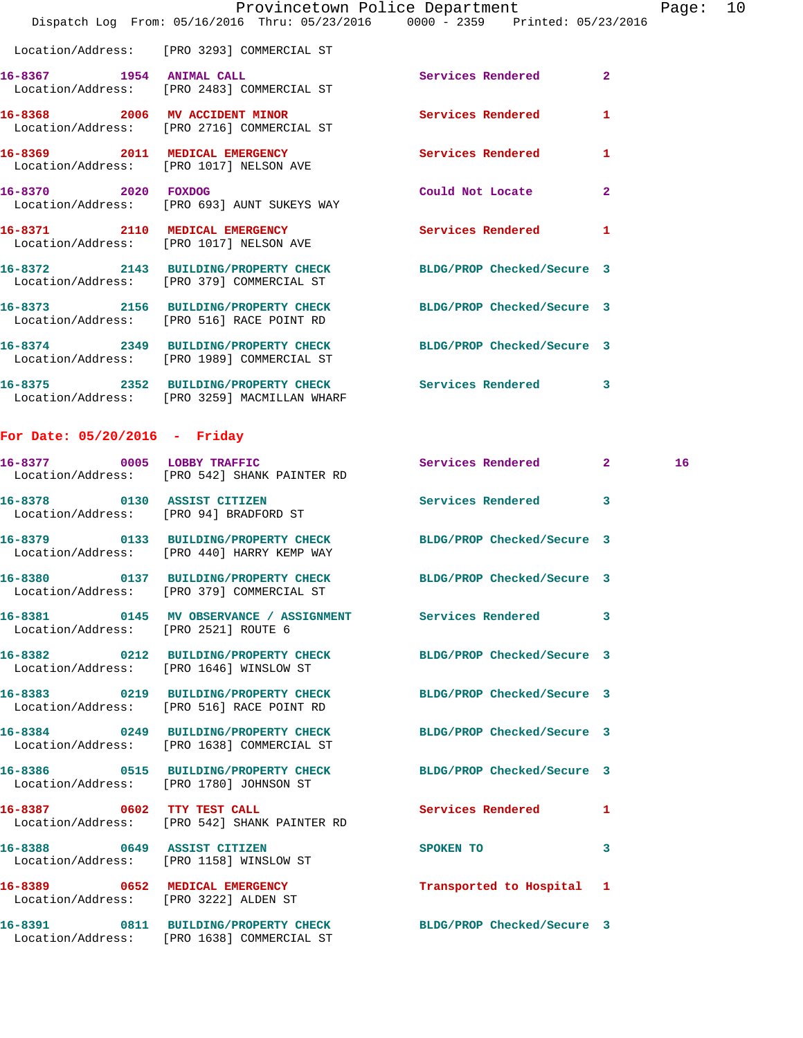Location/Address: [PRO 3293] COMMERCIAL ST

| Call # | Time | Call Reason | Action | Priority | |
|---|---|---|---|---|---|
| 16-8367 | 1954 | ANIMAL CALL | Services Rendered | 2 | |
| | | Location/Address: [PRO 2483] COMMERCIAL ST | | | |
| 16-8368 | 2006 | MV ACCIDENT MINOR | Services Rendered | 1 | |
| | | Location/Address: [PRO 2716] COMMERCIAL ST | | | |
| 16-8369 | 2011 | MEDICAL EMERGENCY | Services Rendered | 1 | |
| | | Location/Address: [PRO 1017] NELSON AVE | | | |
| 16-8370 | 2020 | FOXDOG | Could Not Locate | 2 | |
| | | Location/Address: [PRO 693] AUNT SUKEYS WAY | | | |
| 16-8371 | 2110 | MEDICAL EMERGENCY | Services Rendered | 1 | |
| | | Location/Address: [PRO 1017] NELSON AVE | | | |
| 16-8372 | 2143 | BUILDING/PROPERTY CHECK | BLDG/PROP Checked/Secure | 3 | |
| | | Location/Address: [PRO 379] COMMERCIAL ST | | | |
| 16-8373 | 2156 | BUILDING/PROPERTY CHECK | BLDG/PROP Checked/Secure | 3 | |
| | | Location/Address: [PRO 516] RACE POINT RD | | | |
| 16-8374 | 2349 | BUILDING/PROPERTY CHECK | BLDG/PROP Checked/Secure | 3 | |
| | | Location/Address: [PRO 1989] COMMERCIAL ST | | | |
| 16-8375 | 2352 | BUILDING/PROPERTY CHECK | Services Rendered | 3 | |
| | | Location/Address: [PRO 3259] MACMILLAN WHARF | | | |

**For Date: 05/20/2016 - Friday**

| Call # | Time | Call Reason | Action | Priority | |
|---|---|---|---|---|---|
| 16-8377 | 0005 | LOBBY TRAFFIC | Services Rendered | 2 | 16 |
| | | Location/Address: [PRO 542] SHANK PAINTER RD | | | |
| 16-8378 | 0130 | ASSIST CITIZEN | Services Rendered | 3 | |
| | | Location/Address: [PRO 94] BRADFORD ST | | | |
| 16-8379 | 0133 | BUILDING/PROPERTY CHECK | BLDG/PROP Checked/Secure | 3 | |
| | | Location/Address: [PRO 440] HARRY KEMP WAY | | | |
| 16-8380 | 0137 | BUILDING/PROPERTY CHECK | BLDG/PROP Checked/Secure | 3 | |
| | | Location/Address: [PRO 379] COMMERCIAL ST | | | |
| 16-8381 | 0145 | MV OBSERVANCE / ASSIGNMENT | Services Rendered | 3 | |
| | | Location/Address: [PRO 2521] ROUTE 6 | | | |
| 16-8382 | 0212 | BUILDING/PROPERTY CHECK | BLDG/PROP Checked/Secure | 3 | |
| | | Location/Address: [PRO 1646] WINSLOW ST | | | |
| 16-8383 | 0219 | BUILDING/PROPERTY CHECK | BLDG/PROP Checked/Secure | 3 | |
| | | Location/Address: [PRO 516] RACE POINT RD | | | |
| 16-8384 | 0249 | BUILDING/PROPERTY CHECK | BLDG/PROP Checked/Secure | 3 | |
| | | Location/Address: [PRO 1638] COMMERCIAL ST | | | |
| 16-8386 | 0515 | BUILDING/PROPERTY CHECK | BLDG/PROP Checked/Secure | 3 | |
| | | Location/Address: [PRO 1780] JOHNSON ST | | | |
| 16-8387 | 0602 | TTY TEST CALL | Services Rendered | 1 | |
| | | Location/Address: [PRO 542] SHANK PAINTER RD | | | |
| 16-8388 | 0649 | ASSIST CITIZEN | SPOKEN TO | 3 | |
| | | Location/Address: [PRO 1158] WINSLOW ST | | | |
| 16-8389 | 0652 | MEDICAL EMERGENCY | Transported to Hospital | 1 | |
| | | Location/Address: [PRO 3222] ALDEN ST | | | |
| 16-8391 | 0811 | BUILDING/PROPERTY CHECK | BLDG/PROP Checked/Secure | 3 | |
| | | Location/Address: [PRO 1638] COMMERCIAL ST | | | |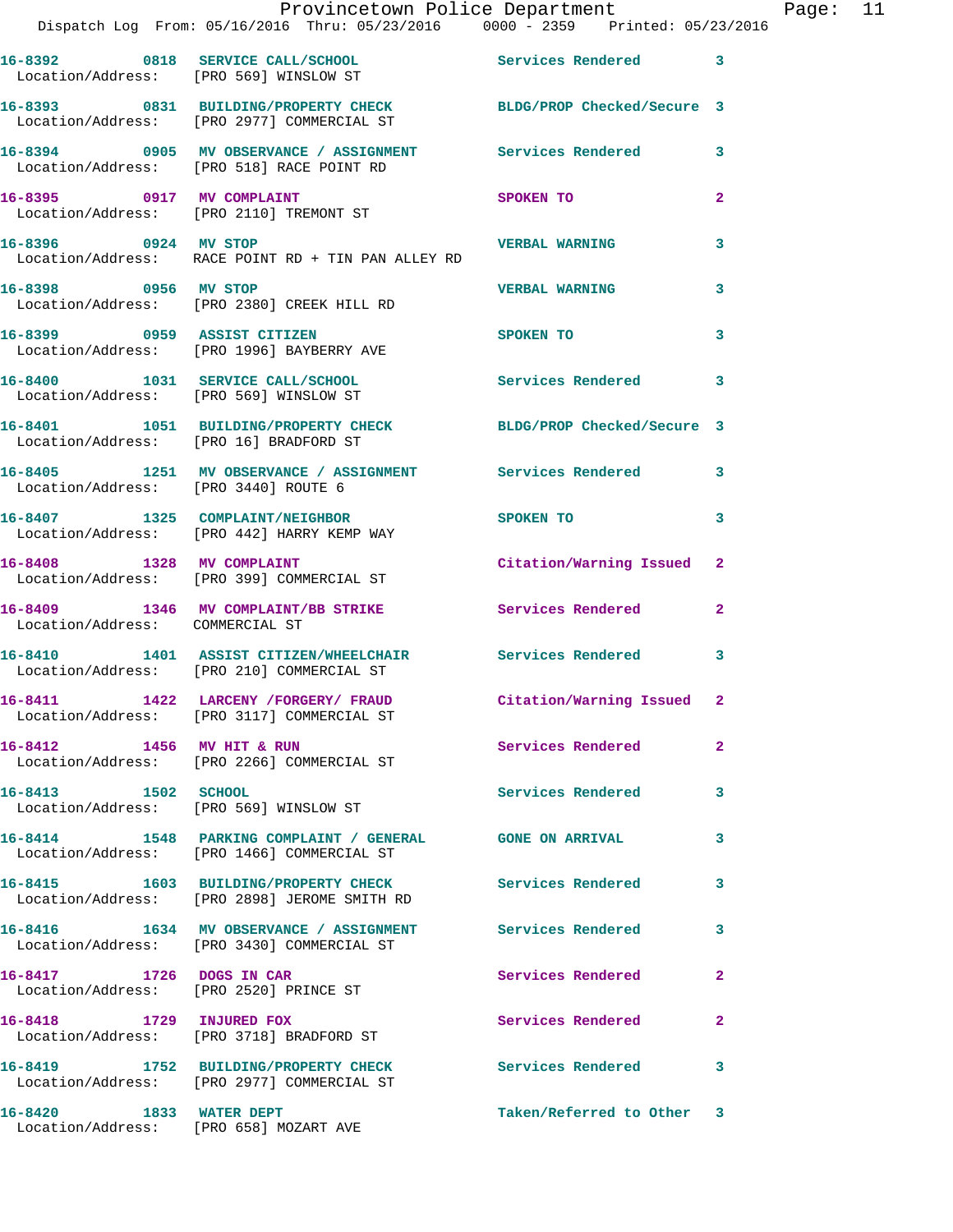16-8392 0818 SERVICE CALL/SCHOOL Services Rendered 3
Location/Address: [PRO 569] WINSLOW ST

16-8393 0831 BUILDING/PROPERTY CHECK BLDG/PROP Checked/Secure 3
Location/Address: [PRO 2977] COMMERCIAL ST

16-8394 0905 MV OBSERVANCE / ASSIGNMENT Services Rendered 3
Location/Address: [PRO 518] RACE POINT RD

16-8395 0917 MV COMPLAINT SPOKEN TO 2
Location/Address: [PRO 2110] TREMONT ST

16-8396 0924 MV STOP VERBAL WARNING 3
Location/Address: RACE POINT RD + TIN PAN ALLEY RD

16-8398 0956 MV STOP VERBAL WARNING 3
Location/Address: [PRO 2380] CREEK HILL RD

16-8399 0959 ASSIST CITIZEN SPOKEN TO 3
Location/Address: [PRO 1996] BAYBERRY AVE

16-8400 1031 SERVICE CALL/SCHOOL Services Rendered 3
Location/Address: [PRO 569] WINSLOW ST

16-8401 1051 BUILDING/PROPERTY CHECK BLDG/PROP Checked/Secure 3
Location/Address: [PRO 16] BRADFORD ST

16-8405 1251 MV OBSERVANCE / ASSIGNMENT Services Rendered 3
Location/Address: [PRO 3440] ROUTE 6

16-8407 1325 COMPLAINT/NEIGHBOR SPOKEN TO 3
Location/Address: [PRO 442] HARRY KEMP WAY

16-8408 1328 MV COMPLAINT Citation/Warning Issued 2
Location/Address: [PRO 399] COMMERCIAL ST

16-8409 1346 MV COMPLAINT/BB STRIKE Services Rendered 2
Location/Address: COMMERCIAL ST

16-8410 1401 ASSIST CITIZEN/WHEELCHAIR Services Rendered 3
Location/Address: [PRO 210] COMMERCIAL ST

16-8411 1422 LARCENY /FORGERY/ FRAUD Citation/Warning Issued 2
Location/Address: [PRO 3117] COMMERCIAL ST

16-8412 1456 MV HIT & RUN Services Rendered 2
Location/Address: [PRO 2266] COMMERCIAL ST

16-8413 1502 SCHOOL Services Rendered 3
Location/Address: [PRO 569] WINSLOW ST

16-8414 1548 PARKING COMPLAINT / GENERAL GONE ON ARRIVAL 3
Location/Address: [PRO 1466] COMMERCIAL ST

16-8415 1603 BUILDING/PROPERTY CHECK Services Rendered 3
Location/Address: [PRO 2898] JEROME SMITH RD

16-8416 1634 MV OBSERVANCE / ASSIGNMENT Services Rendered 3
Location/Address: [PRO 3430] COMMERCIAL ST

16-8417 1726 DOGS IN CAR Services Rendered 2
Location/Address: [PRO 2520] PRINCE ST

16-8418 1729 INJURED FOX Services Rendered 2
Location/Address: [PRO 3718] BRADFORD ST

16-8419 1752 BUILDING/PROPERTY CHECK Services Rendered 3
Location/Address: [PRO 2977] COMMERCIAL ST

16-8420 1833 WATER DEPT Taken/Referred to Other 3
Location/Address: [PRO 658] MOZART AVE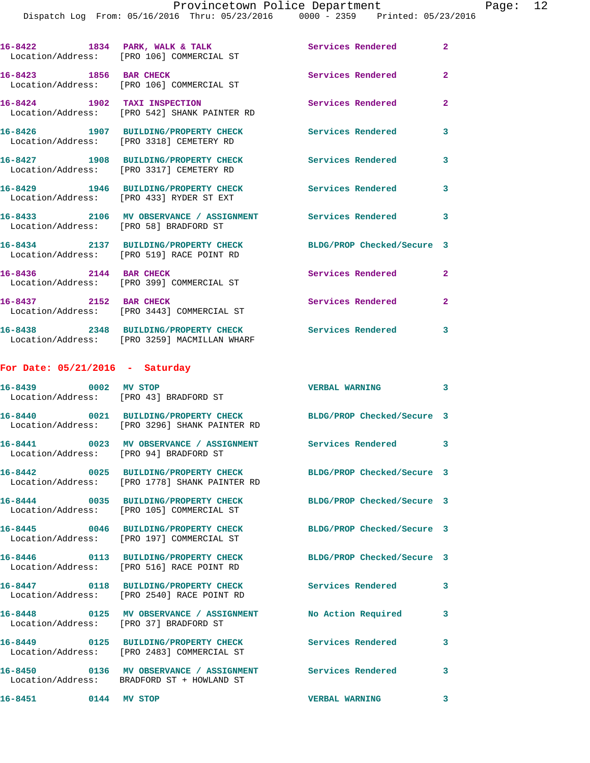16-8422 1834 PARK, WALK & TALK Services Rendered 2
Location/Address: [PRO 106] COMMERCIAL ST

16-8423 1856 BAR CHECK Services Rendered 2
Location/Address: [PRO 106] COMMERCIAL ST

16-8424 1902 TAXI INSPECTION Services Rendered 2
Location/Address: [PRO 542] SHANK PAINTER RD

16-8426 1907 BUILDING/PROPERTY CHECK Services Rendered 3
Location/Address: [PRO 3318] CEMETERY RD

16-8427 1908 BUILDING/PROPERTY CHECK Services Rendered 3
Location/Address: [PRO 3317] CEMETERY RD

16-8429 1946 BUILDING/PROPERTY CHECK Services Rendered 3
Location/Address: [PRO 433] RYDER ST EXT

16-8433 2106 MV OBSERVANCE / ASSIGNMENT Services Rendered 3
Location/Address: [PRO 58] BRADFORD ST

16-8434 2137 BUILDING/PROPERTY CHECK BLDG/PROP Checked/Secure 3
Location/Address: [PRO 519] RACE POINT RD

16-8436 2144 BAR CHECK Services Rendered 2
Location/Address: [PRO 399] COMMERCIAL ST

16-8437 2152 BAR CHECK Services Rendered 2
Location/Address: [PRO 3443] COMMERCIAL ST

16-8438 2348 BUILDING/PROPERTY CHECK Services Rendered 3
Location/Address: [PRO 3259] MACMILLAN WHARF

## For Date: 05/21/2016 - Saturday

16-8439 0002 MV STOP VERBAL WARNING 3
Location/Address: [PRO 43] BRADFORD ST

16-8440 0021 BUILDING/PROPERTY CHECK BLDG/PROP Checked/Secure 3
Location/Address: [PRO 3296] SHANK PAINTER RD

16-8441 0023 MV OBSERVANCE / ASSIGNMENT Services Rendered 3
Location/Address: [PRO 94] BRADFORD ST

16-8442 0025 BUILDING/PROPERTY CHECK BLDG/PROP Checked/Secure 3
Location/Address: [PRO 1778] SHANK PAINTER RD

16-8444 0035 BUILDING/PROPERTY CHECK BLDG/PROP Checked/Secure 3
Location/Address: [PRO 105] COMMERCIAL ST

16-8445 0046 BUILDING/PROPERTY CHECK BLDG/PROP Checked/Secure 3
Location/Address: [PRO 197] COMMERCIAL ST

16-8446 0113 BUILDING/PROPERTY CHECK BLDG/PROP Checked/Secure 3
Location/Address: [PRO 516] RACE POINT RD

16-8447 0118 BUILDING/PROPERTY CHECK Services Rendered 3
Location/Address: [PRO 2540] RACE POINT RD

16-8448 0125 MV OBSERVANCE / ASSIGNMENT No Action Required 3
Location/Address: [PRO 37] BRADFORD ST

16-8449 0125 BUILDING/PROPERTY CHECK Services Rendered 3
Location/Address: [PRO 2483] COMMERCIAL ST

16-8450 0136 MV OBSERVANCE / ASSIGNMENT Services Rendered 3
Location/Address: BRADFORD ST + HOWLAND ST

16-8451 0144 MV STOP VERBAL WARNING 3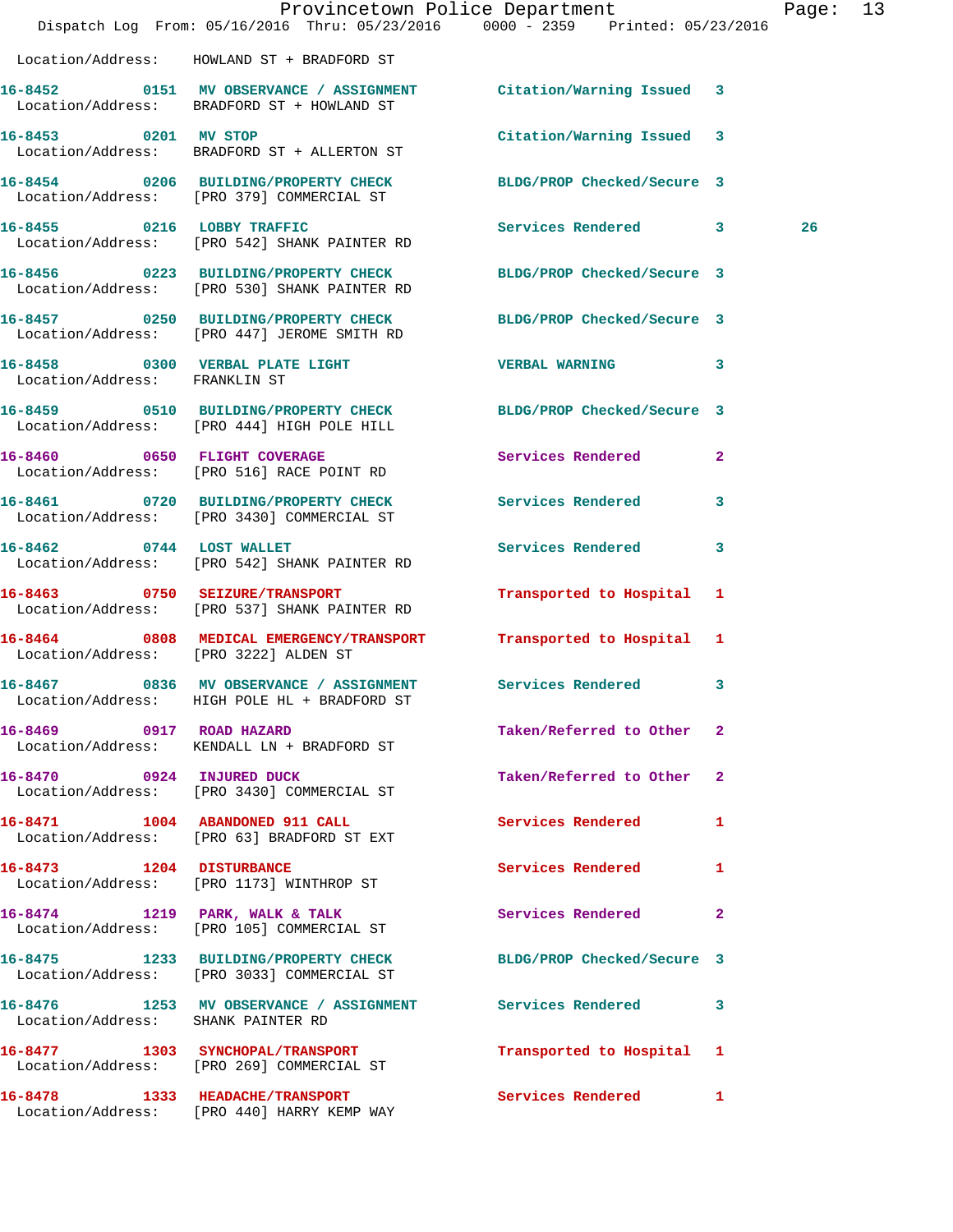Location/Address: HOWLAND ST + BRADFORD ST

16-8452 0151 MV OBSERVANCE / ASSIGNMENT Citation/Warning Issued 3
Location/Address: BRADFORD ST + HOWLAND ST

16-8453 0201 MV STOP Citation/Warning Issued 3
Location/Address: BRADFORD ST + ALLERTON ST

16-8454 0206 BUILDING/PROPERTY CHECK BLDG/PROP Checked/Secure 3
Location/Address: [PRO 379] COMMERCIAL ST

16-8455 0216 LOBBY TRAFFIC Services Rendered 3 26
Location/Address: [PRO 542] SHANK PAINTER RD

16-8456 0223 BUILDING/PROPERTY CHECK BLDG/PROP Checked/Secure 3
Location/Address: [PRO 530] SHANK PAINTER RD

16-8457 0250 BUILDING/PROPERTY CHECK BLDG/PROP Checked/Secure 3
Location/Address: [PRO 447] JEROME SMITH RD

16-8458 0300 VERBAL PLATE LIGHT VERBAL WARNING 3
Location/Address: FRANKLIN ST

16-8459 0510 BUILDING/PROPERTY CHECK BLDG/PROP Checked/Secure 3
Location/Address: [PRO 444] HIGH POLE HILL

16-8460 0650 FLIGHT COVERAGE Services Rendered 2
Location/Address: [PRO 516] RACE POINT RD

16-8461 0720 BUILDING/PROPERTY CHECK Services Rendered 3
Location/Address: [PRO 3430] COMMERCIAL ST

16-8462 0744 LOST WALLET Services Rendered 3
Location/Address: [PRO 542] SHANK PAINTER RD

16-8463 0750 SEIZURE/TRANSPORT Transported to Hospital 1
Location/Address: [PRO 537] SHANK PAINTER RD

16-8464 0808 MEDICAL EMERGENCY/TRANSPORT Transported to Hospital 1
Location/Address: [PRO 3222] ALDEN ST

16-8467 0836 MV OBSERVANCE / ASSIGNMENT Services Rendered 3
Location/Address: HIGH POLE HL + BRADFORD ST

16-8469 0917 ROAD HAZARD Taken/Referred to Other 2
Location/Address: KENDALL LN + BRADFORD ST

16-8470 0924 INJURED DUCK Taken/Referred to Other 2
Location/Address: [PRO 3430] COMMERCIAL ST

16-8471 1004 ABANDONED 911 CALL Services Rendered 1
Location/Address: [PRO 63] BRADFORD ST EXT

16-8473 1204 DISTURBANCE Services Rendered 1
Location/Address: [PRO 1173] WINTHROP ST

16-8474 1219 PARK, WALK & TALK Services Rendered 2
Location/Address: [PRO 105] COMMERCIAL ST

16-8475 1233 BUILDING/PROPERTY CHECK BLDG/PROP Checked/Secure 3
Location/Address: [PRO 3033] COMMERCIAL ST

16-8476 1253 MV OBSERVANCE / ASSIGNMENT Services Rendered 3
Location/Address: SHANK PAINTER RD

16-8477 1303 SYNCHOPAL/TRANSPORT Transported to Hospital 1
Location/Address: [PRO 269] COMMERCIAL ST

16-8478 1333 HEADACHE/TRANSPORT Services Rendered 1
Location/Address: [PRO 440] HARRY KEMP WAY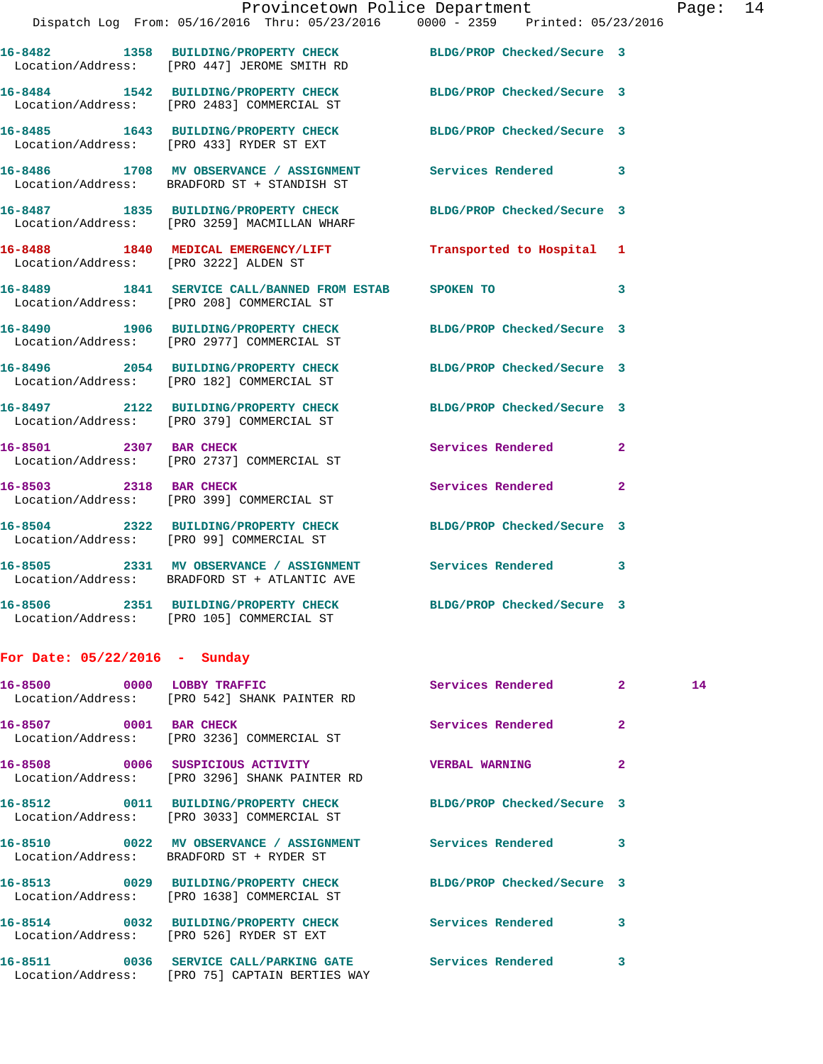16-8482 1358 BUILDING/PROPERTY CHECK BLDG/PROP Checked/Secure 3
Location/Address: [PRO 447] JEROME SMITH RD

16-8484 1542 BUILDING/PROPERTY CHECK BLDG/PROP Checked/Secure 3
Location/Address: [PRO 2483] COMMERCIAL ST

16-8485 1643 BUILDING/PROPERTY CHECK BLDG/PROP Checked/Secure 3
Location/Address: [PRO 433] RYDER ST EXT

16-8486 1708 MV OBSERVANCE / ASSIGNMENT Services Rendered 3
Location/Address: BRADFORD ST + STANDISH ST

16-8487 1835 BUILDING/PROPERTY CHECK BLDG/PROP Checked/Secure 3
Location/Address: [PRO 3259] MACMILLAN WHARF

16-8488 1840 MEDICAL EMERGENCY/LIFT Transported to Hospital 1
Location/Address: [PRO 3222] ALDEN ST

16-8489 1841 SERVICE CALL/BANNED FROM ESTAB SPOKEN TO 3
Location/Address: [PRO 208] COMMERCIAL ST

16-8490 1906 BUILDING/PROPERTY CHECK BLDG/PROP Checked/Secure 3
Location/Address: [PRO 2977] COMMERCIAL ST

16-8496 2054 BUILDING/PROPERTY CHECK BLDG/PROP Checked/Secure 3
Location/Address: [PRO 182] COMMERCIAL ST

16-8497 2122 BUILDING/PROPERTY CHECK BLDG/PROP Checked/Secure 3
Location/Address: [PRO 379] COMMERCIAL ST

16-8501 2307 BAR CHECK Services Rendered 2
Location/Address: [PRO 2737] COMMERCIAL ST

16-8503 2318 BAR CHECK Services Rendered 2
Location/Address: [PRO 399] COMMERCIAL ST

16-8504 2322 BUILDING/PROPERTY CHECK BLDG/PROP Checked/Secure 3
Location/Address: [PRO 99] COMMERCIAL ST

16-8505 2331 MV OBSERVANCE / ASSIGNMENT Services Rendered 3
Location/Address: BRADFORD ST + ATLANTIC AVE

16-8506 2351 BUILDING/PROPERTY CHECK BLDG/PROP Checked/Secure 3
Location/Address: [PRO 105] COMMERCIAL ST

**For Date: 05/22/2016 - Sunday**

16-8500 0000 LOBBY TRAFFIC Services Rendered 2 14
Location/Address: [PRO 542] SHANK PAINTER RD

16-8507 0001 BAR CHECK Services Rendered 2
Location/Address: [PRO 3236] COMMERCIAL ST

16-8508 0006 SUSPICIOUS ACTIVITY VERBAL WARNING 2
Location/Address: [PRO 3296] SHANK PAINTER RD

16-8512 0011 BUILDING/PROPERTY CHECK BLDG/PROP Checked/Secure 3
Location/Address: [PRO 3033] COMMERCIAL ST

16-8510 0022 MV OBSERVANCE / ASSIGNMENT Services Rendered 3
Location/Address: BRADFORD ST + RYDER ST

16-8513 0029 BUILDING/PROPERTY CHECK BLDG/PROP Checked/Secure 3
Location/Address: [PRO 1638] COMMERCIAL ST

16-8514 0032 BUILDING/PROPERTY CHECK Services Rendered 3
Location/Address: [PRO 526] RYDER ST EXT

16-8511 0036 SERVICE CALL/PARKING GATE Services Rendered 3
Location/Address: [PRO 75] CAPTAIN BERTIES WAY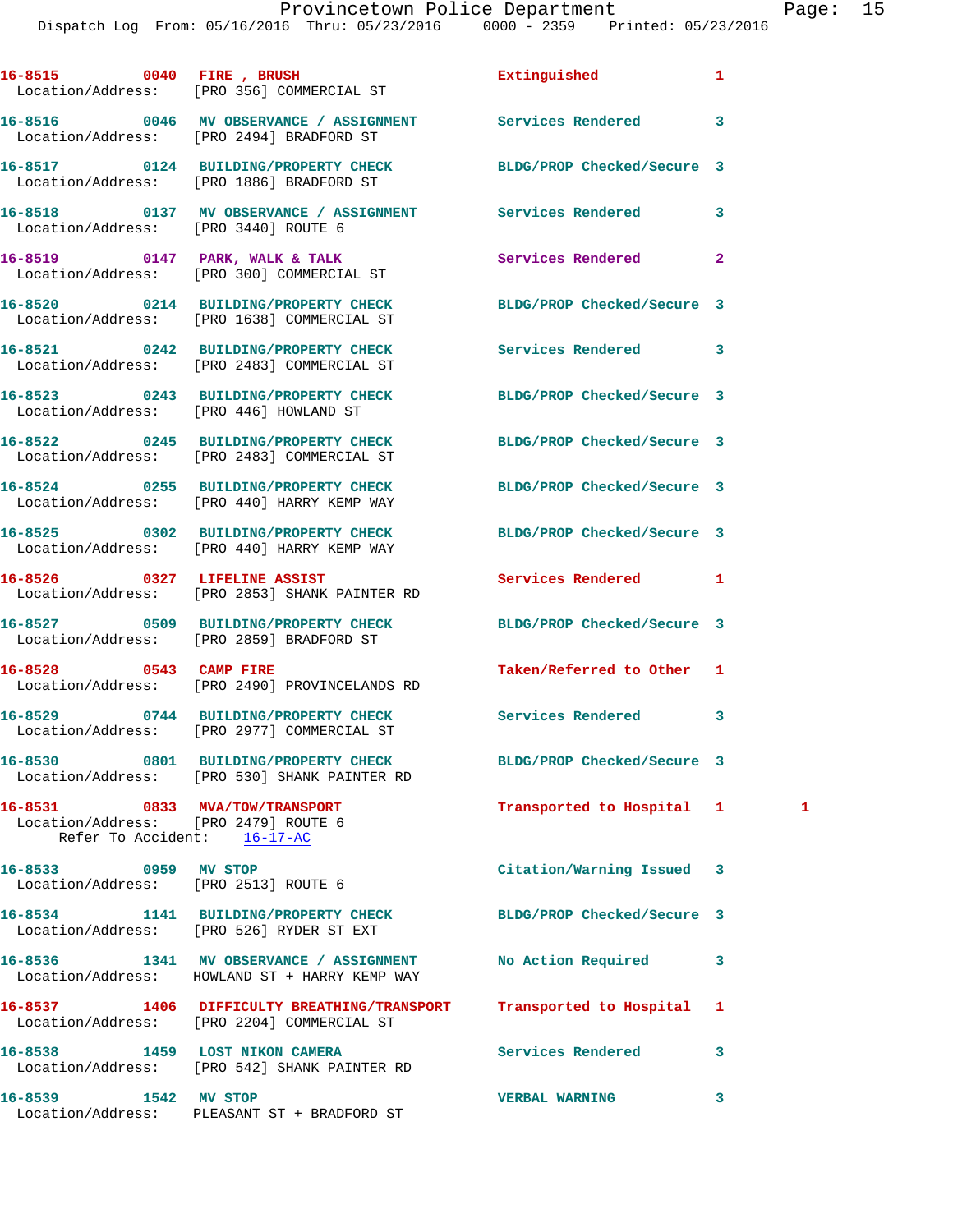16-8515 0040 FIRE , BRUSH Extinguished 1
Location/Address: [PRO 356] COMMERCIAL ST

16-8516 0046 MV OBSERVANCE / ASSIGNMENT Services Rendered 3
Location/Address: [PRO 2494] BRADFORD ST

16-8517 0124 BUILDING/PROPERTY CHECK BLDG/PROP Checked/Secure 3
Location/Address: [PRO 1886] BRADFORD ST

16-8518 0137 MV OBSERVANCE / ASSIGNMENT Services Rendered 3
Location/Address: [PRO 3440] ROUTE 6

16-8519 0147 PARK, WALK & TALK Services Rendered 2
Location/Address: [PRO 300] COMMERCIAL ST

16-8520 0214 BUILDING/PROPERTY CHECK BLDG/PROP Checked/Secure 3
Location/Address: [PRO 1638] COMMERCIAL ST

16-8521 0242 BUILDING/PROPERTY CHECK Services Rendered 3
Location/Address: [PRO 2483] COMMERCIAL ST

16-8523 0243 BUILDING/PROPERTY CHECK BLDG/PROP Checked/Secure 3
Location/Address: [PRO 446] HOWLAND ST

16-8522 0245 BUILDING/PROPERTY CHECK BLDG/PROP Checked/Secure 3
Location/Address: [PRO 2483] COMMERCIAL ST

16-8524 0255 BUILDING/PROPERTY CHECK BLDG/PROP Checked/Secure 3
Location/Address: [PRO 440] HARRY KEMP WAY

16-8525 0302 BUILDING/PROPERTY CHECK BLDG/PROP Checked/Secure 3
Location/Address: [PRO 440] HARRY KEMP WAY

16-8526 0327 LIFELINE ASSIST Services Rendered 1
Location/Address: [PRO 2853] SHANK PAINTER RD

16-8527 0509 BUILDING/PROPERTY CHECK BLDG/PROP Checked/Secure 3
Location/Address: [PRO 2859] BRADFORD ST

16-8528 0543 CAMP FIRE Taken/Referred to Other 1
Location/Address: [PRO 2490] PROVINCELANDS RD

16-8529 0744 BUILDING/PROPERTY CHECK Services Rendered 3
Location/Address: [PRO 2977] COMMERCIAL ST

16-8530 0801 BUILDING/PROPERTY CHECK BLDG/PROP Checked/Secure 3
Location/Address: [PRO 530] SHANK PAINTER RD

16-8531 0833 MVA/TOW/TRANSPORT Transported to Hospital 1 1
Location/Address: [PRO 2479] ROUTE 6
Refer To Accident: 16-17-AC

16-8533 0959 MV STOP Citation/Warning Issued 3
Location/Address: [PRO 2513] ROUTE 6

16-8534 1141 BUILDING/PROPERTY CHECK BLDG/PROP Checked/Secure 3
Location/Address: [PRO 526] RYDER ST EXT

16-8536 1341 MV OBSERVANCE / ASSIGNMENT No Action Required 3
Location/Address: HOWLAND ST + HARRY KEMP WAY

16-8537 1406 DIFFICULTY BREATHING/TRANSPORT Transported to Hospital 1
Location/Address: [PRO 2204] COMMERCIAL ST

16-8538 1459 LOST NIKON CAMERA Services Rendered 3
Location/Address: [PRO 542] SHANK PAINTER RD

16-8539 1542 MV STOP VERBAL WARNING 3
Location/Address: PLEASANT ST + BRADFORD ST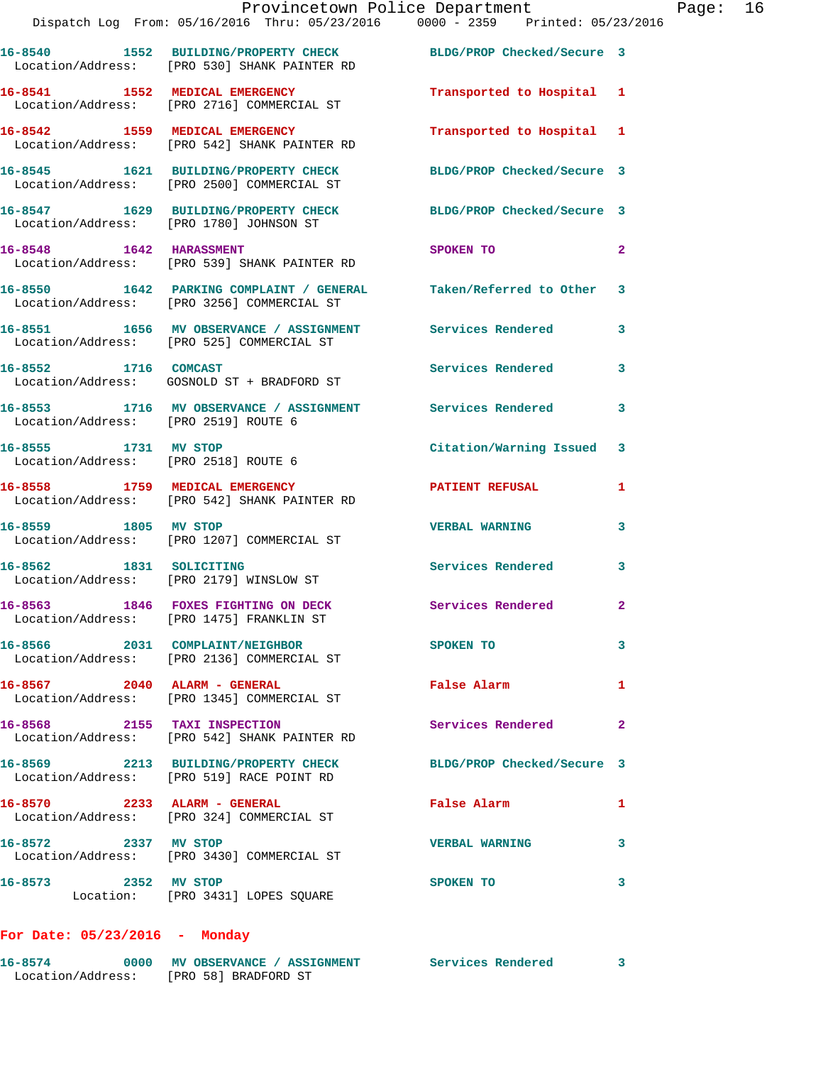16-8540 1552 BUILDING/PROPERTY CHECK BLDG/PROP Checked/Secure 3
Location/Address: [PRO 530] SHANK PAINTER RD

16-8541 1552 MEDICAL EMERGENCY Transported to Hospital 1
Location/Address: [PRO 2716] COMMERCIAL ST

16-8542 1559 MEDICAL EMERGENCY Transported to Hospital 1
Location/Address: [PRO 542] SHANK PAINTER RD

16-8545 1621 BUILDING/PROPERTY CHECK BLDG/PROP Checked/Secure 3
Location/Address: [PRO 2500] COMMERCIAL ST

16-8547 1629 BUILDING/PROPERTY CHECK BLDG/PROP Checked/Secure 3
Location/Address: [PRO 1780] JOHNSON ST

16-8548 1642 HARASSMENT SPOKEN TO 2
Location/Address: [PRO 539] SHANK PAINTER RD

16-8550 1642 PARKING COMPLAINT / GENERAL Taken/Referred to Other 3
Location/Address: [PRO 3256] COMMERCIAL ST

16-8551 1656 MV OBSERVANCE / ASSIGNMENT Services Rendered 3
Location/Address: [PRO 525] COMMERCIAL ST

16-8552 1716 COMCAST Services Rendered 3
Location/Address: GOSNOLD ST + BRADFORD ST

16-8553 1716 MV OBSERVANCE / ASSIGNMENT Services Rendered 3
Location/Address: [PRO 2519] ROUTE 6

16-8555 1731 MV STOP Citation/Warning Issued 3
Location/Address: [PRO 2518] ROUTE 6

16-8558 1759 MEDICAL EMERGENCY PATIENT REFUSAL 1
Location/Address: [PRO 542] SHANK PAINTER RD

16-8559 1805 MV STOP VERBAL WARNING 3
Location/Address: [PRO 1207] COMMERCIAL ST

16-8562 1831 SOLICITING Services Rendered 3
Location/Address: [PRO 2179] WINSLOW ST

16-8563 1846 FOXES FIGHTING ON DECK Services Rendered 2
Location/Address: [PRO 1475] FRANKLIN ST

16-8566 2031 COMPLAINT/NEIGHBOR SPOKEN TO 3
Location/Address: [PRO 2136] COMMERCIAL ST

16-8567 2040 ALARM - GENERAL False Alarm 1
Location/Address: [PRO 1345] COMMERCIAL ST

16-8568 2155 TAXI INSPECTION Services Rendered 2
Location/Address: [PRO 542] SHANK PAINTER RD

16-8569 2213 BUILDING/PROPERTY CHECK BLDG/PROP Checked/Secure 3
Location/Address: [PRO 519] RACE POINT RD

16-8570 2233 ALARM - GENERAL False Alarm 1
Location/Address: [PRO 324] COMMERCIAL ST

16-8572 2337 MV STOP VERBAL WARNING 3
Location/Address: [PRO 3430] COMMERCIAL ST

16-8573 2352 MV STOP SPOKEN TO 3
Location: [PRO 3431] LOPES SQUARE

**For Date: 05/23/2016 - Monday**

16-8574 0000 MV OBSERVANCE / ASSIGNMENT Services Rendered 3
Location/Address: [PRO 58] BRADFORD ST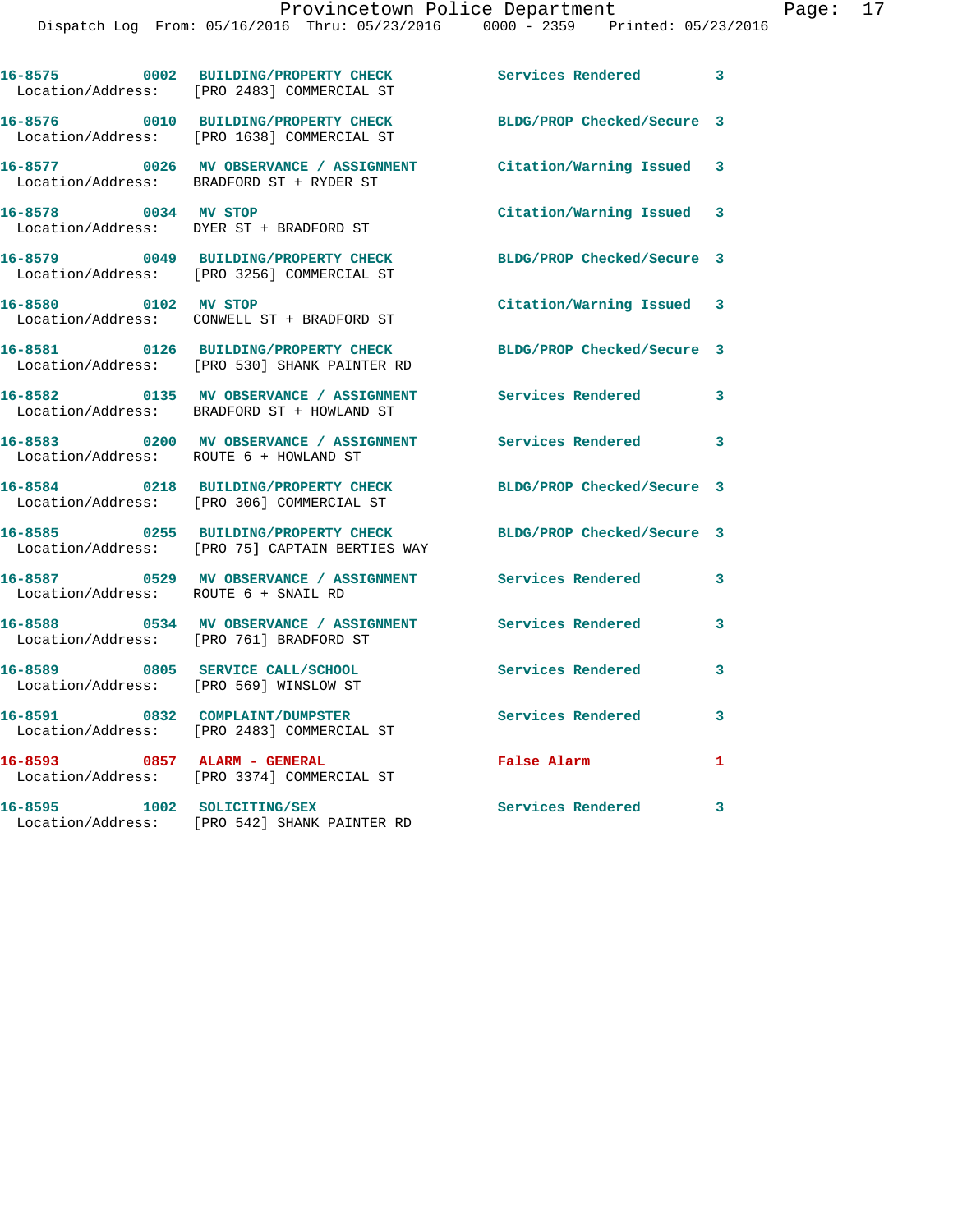16-8575 0002 BUILDING/PROPERTY CHECK Services Rendered 3
Location/Address: [PRO 2483] COMMERCIAL ST

16-8576 0010 BUILDING/PROPERTY CHECK BLDG/PROP Checked/Secure 3
Location/Address: [PRO 1638] COMMERCIAL ST

16-8577 0026 MV OBSERVANCE / ASSIGNMENT Citation/Warning Issued 3
Location/Address: BRADFORD ST + RYDER ST

16-8578 0034 MV STOP Citation/Warning Issued 3
Location/Address: DYER ST + BRADFORD ST

16-8579 0049 BUILDING/PROPERTY CHECK BLDG/PROP Checked/Secure 3
Location/Address: [PRO 3256] COMMERCIAL ST

16-8580 0102 MV STOP Citation/Warning Issued 3
Location/Address: CONWELL ST + BRADFORD ST

16-8581 0126 BUILDING/PROPERTY CHECK BLDG/PROP Checked/Secure 3
Location/Address: [PRO 530] SHANK PAINTER RD

16-8582 0135 MV OBSERVANCE / ASSIGNMENT Services Rendered 3
Location/Address: BRADFORD ST + HOWLAND ST

16-8583 0200 MV OBSERVANCE / ASSIGNMENT Services Rendered 3
Location/Address: ROUTE 6 + HOWLAND ST

16-8584 0218 BUILDING/PROPERTY CHECK BLDG/PROP Checked/Secure 3
Location/Address: [PRO 306] COMMERCIAL ST

16-8585 0255 BUILDING/PROPERTY CHECK BLDG/PROP Checked/Secure 3
Location/Address: [PRO 75] CAPTAIN BERTIES WAY

16-8587 0529 MV OBSERVANCE / ASSIGNMENT Services Rendered 3
Location/Address: ROUTE 6 + SNAIL RD

16-8588 0534 MV OBSERVANCE / ASSIGNMENT Services Rendered 3
Location/Address: [PRO 761] BRADFORD ST

16-8589 0805 SERVICE CALL/SCHOOL Services Rendered 3
Location/Address: [PRO 569] WINSLOW ST

16-8591 0832 COMPLAINT/DUMPSTER Services Rendered 3
Location/Address: [PRO 2483] COMMERCIAL ST

16-8593 0857 ALARM - GENERAL False Alarm 1
Location/Address: [PRO 3374] COMMERCIAL ST

16-8595 1002 SOLICITING/SEX Services Rendered 3
Location/Address: [PRO 542] SHANK PAINTER RD